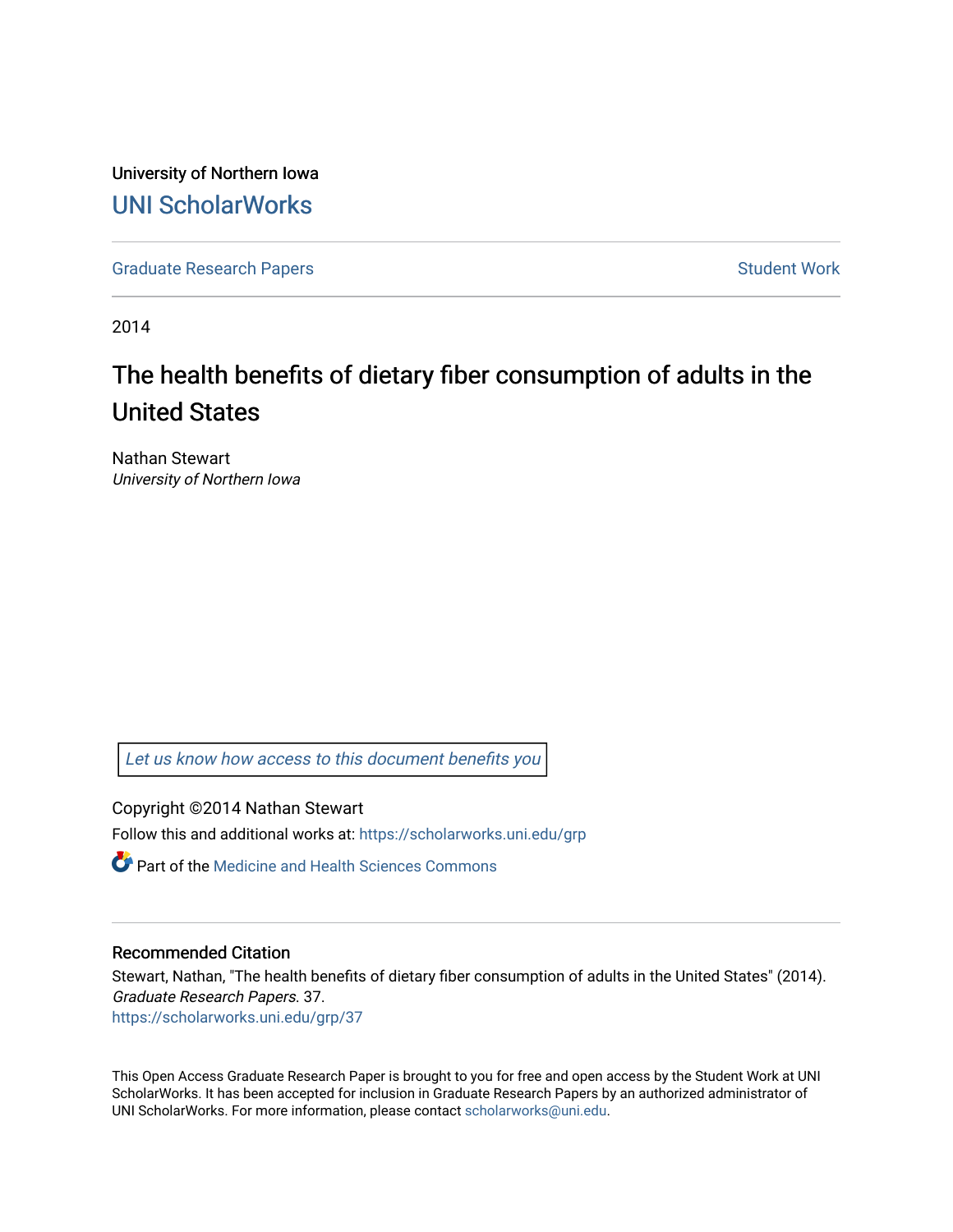University of Northern Iowa

# UNI ScholarWorks

Graduate Research Papers | Student Work

2014

# The health benefits of dietary fiber consumption of adults in the United States

Nathan Stewart
*University of Northern Iowa*

*Let us know how access to this document benefits you*

Copyright ©2014 Nathan Stewart

Follow this and additional works at: https://scholarworks.uni.edu/grp

Part of the Medicine and Health Sciences Commons

## Recommended Citation

Stewart, Nathan, "The health benefits of dietary fiber consumption of adults in the United States" (2014). *Graduate Research Papers*. 37.
https://scholarworks.uni.edu/grp/37

This Open Access Graduate Research Paper is brought to you for free and open access by the Student Work at UNI ScholarWorks. It has been accepted for inclusion in Graduate Research Papers by an authorized administrator of UNI ScholarWorks. For more information, please contact scholarworks@uni.edu.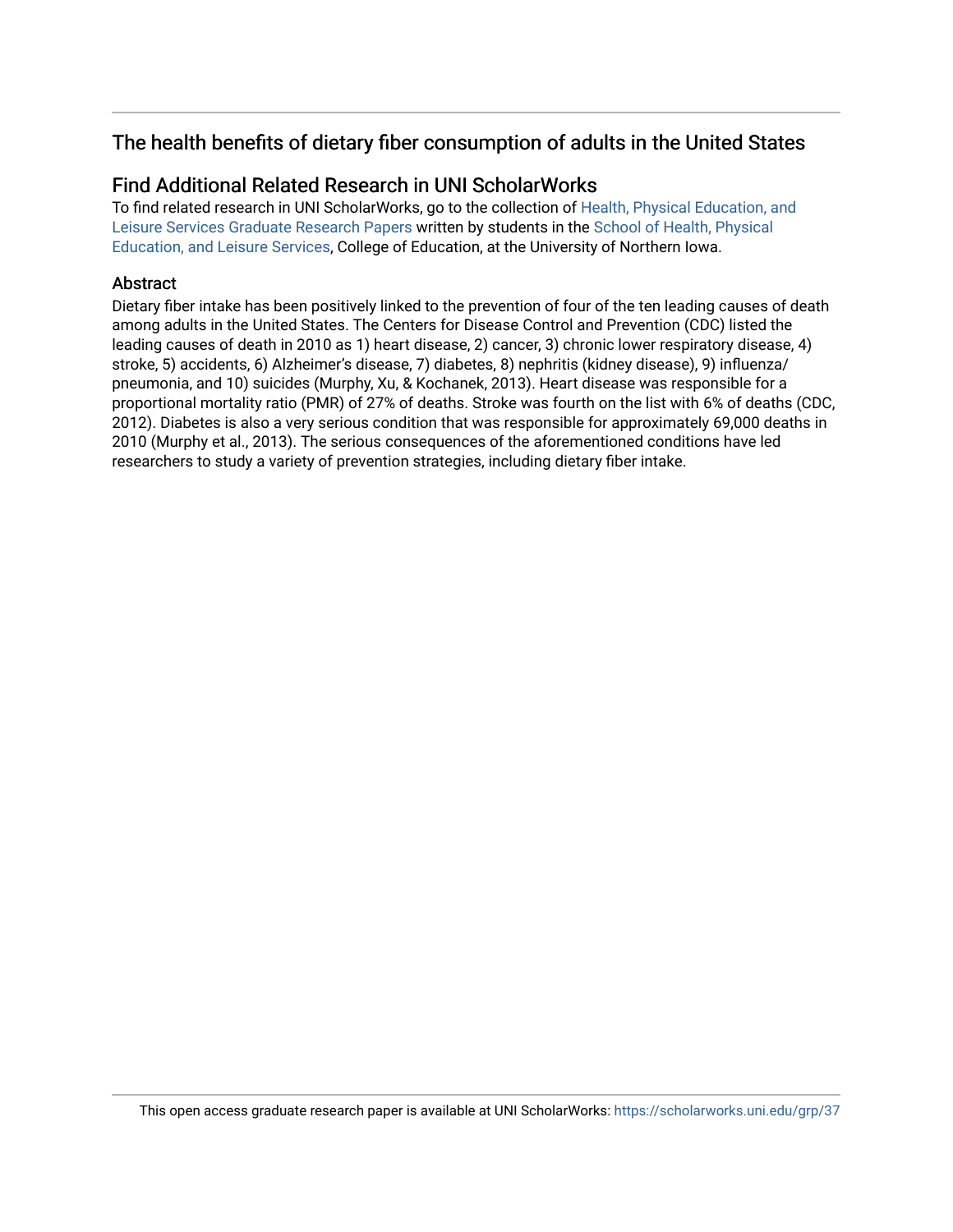## The health benefits of dietary fiber consumption of adults in the United States

## Find Additional Related Research in UNI ScholarWorks

To find related research in UNI ScholarWorks, go to the collection of Health, Physical Education, and Leisure Services Graduate Research Papers written by students in the School of Health, Physical Education, and Leisure Services, College of Education, at the University of Northern Iowa.

### Abstract

Dietary fiber intake has been positively linked to the prevention of four of the ten leading causes of death among adults in the United States. The Centers for Disease Control and Prevention (CDC) listed the leading causes of death in 2010 as 1) heart disease, 2) cancer, 3) chronic lower respiratory disease, 4) stroke, 5) accidents, 6) Alzheimer's disease, 7) diabetes, 8) nephritis (kidney disease), 9) influenza/pneumonia, and 10) suicides (Murphy, Xu, & Kochanek, 2013). Heart disease was responsible for a proportional mortality ratio (PMR) of 27% of deaths. Stroke was fourth on the list with 6% of deaths (CDC, 2012). Diabetes is also a very serious condition that was responsible for approximately 69,000 deaths in 2010 (Murphy et al., 2013). The serious consequences of the aforementioned conditions have led researchers to study a variety of prevention strategies, including dietary fiber intake.

This open access graduate research paper is available at UNI ScholarWorks: https://scholarworks.uni.edu/grp/37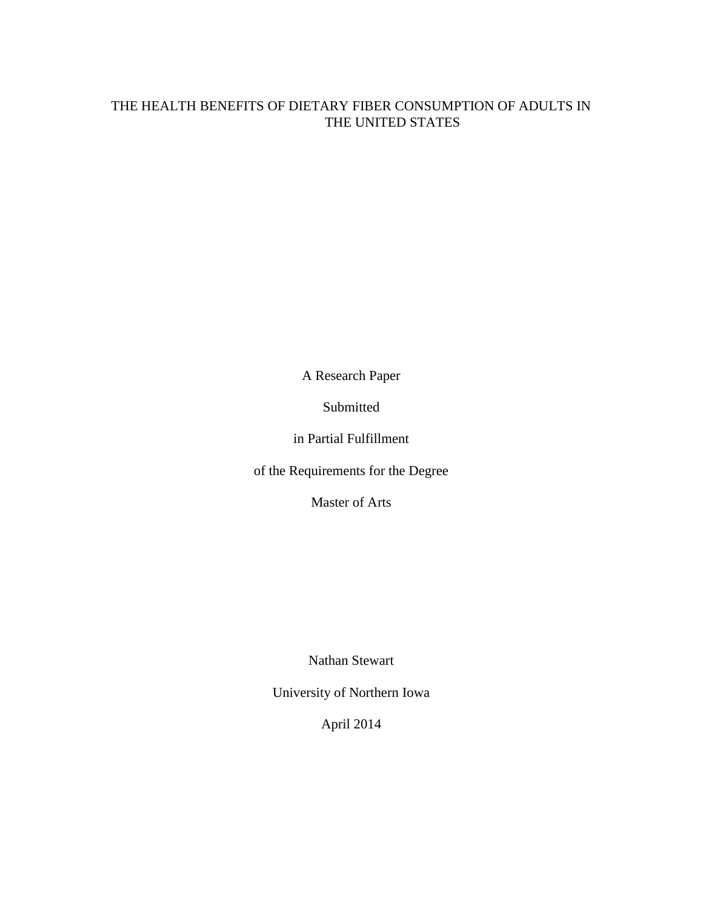# THE HEALTH BENEFITS OF DIETARY FIBER CONSUMPTION OF ADULTS IN THE UNITED STATES

A Research Paper

Submitted

in Partial Fulfillment

of the Requirements for the Degree

Master of Arts

Nathan Stewart

University of Northern Iowa

April 2014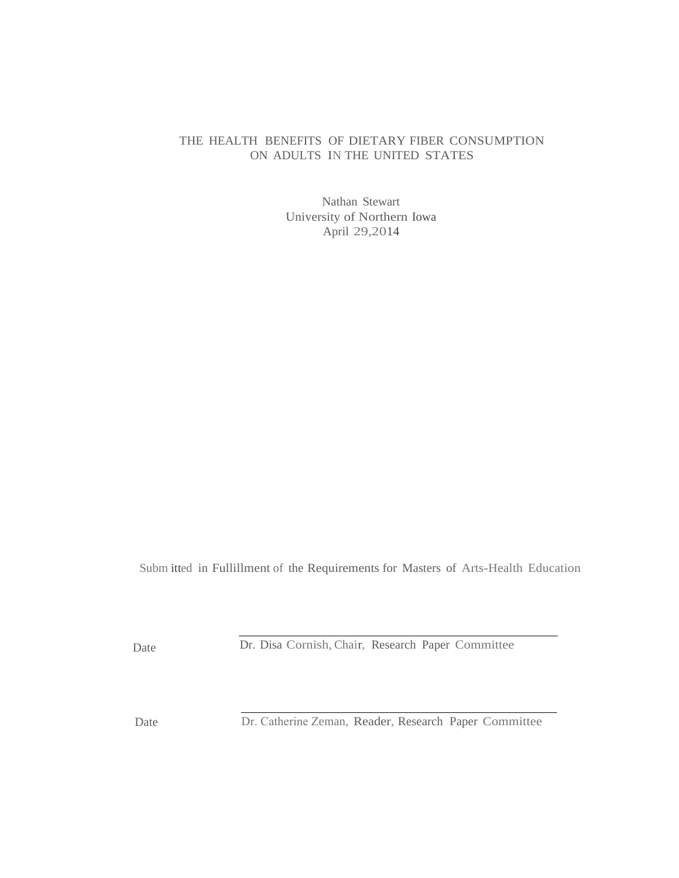# THE HEALTH BENEFITS OF DIETARY FIBER CONSUMPTION ON ADULTS IN THE UNITED STATES

Nathan Stewart
University of Northern Iowa
April 29,2014

Submitted in Fullillment of the Requirements for Masters of Arts-Health Education

Date ______________________ Dr. Disa Cornish, Chair, Research Paper Committee

Date ______________________ Dr. Catherine Zeman, Reader, Research Paper Committee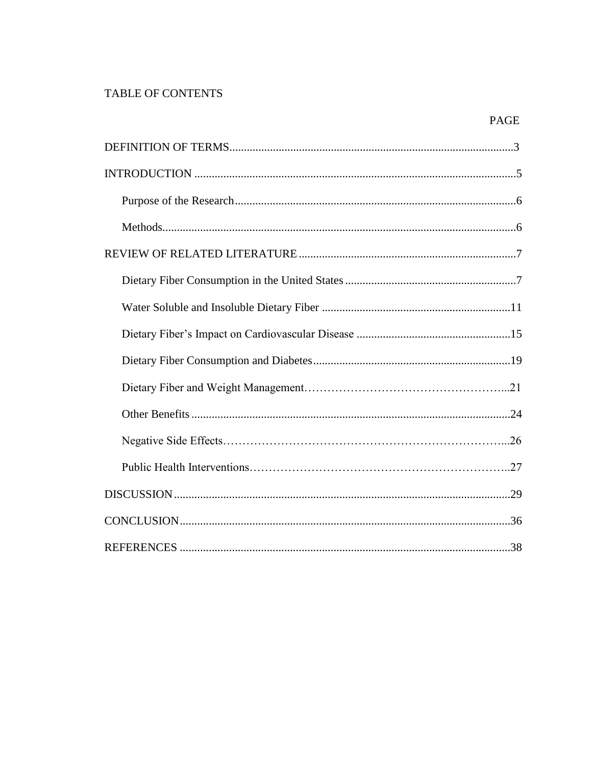# TABLE OF CONTENTS

| | PAGE |
|---|---|
| DEFINITION OF TERMS | 3 |
| INTRODUCTION | 5 |
| Purpose of the Research | 6 |
| Methods | 6 |
| REVIEW OF RELATED LITERATURE | 7 |
| Dietary Fiber Consumption in the United States | 7 |
| Water Soluble and Insoluble Dietary Fiber | 11 |
| Dietary Fiber's Impact on Cardiovascular Disease | 15 |
| Dietary Fiber Consumption and Diabetes | 19 |
| Dietary Fiber and Weight Management | 21 |
| Other Benefits | 24 |
| Negative Side Effects | 26 |
| Public Health Interventions | 27 |
| DISCUSSION | 29 |
| CONCLUSION | 36 |
| REFERENCES | 38 |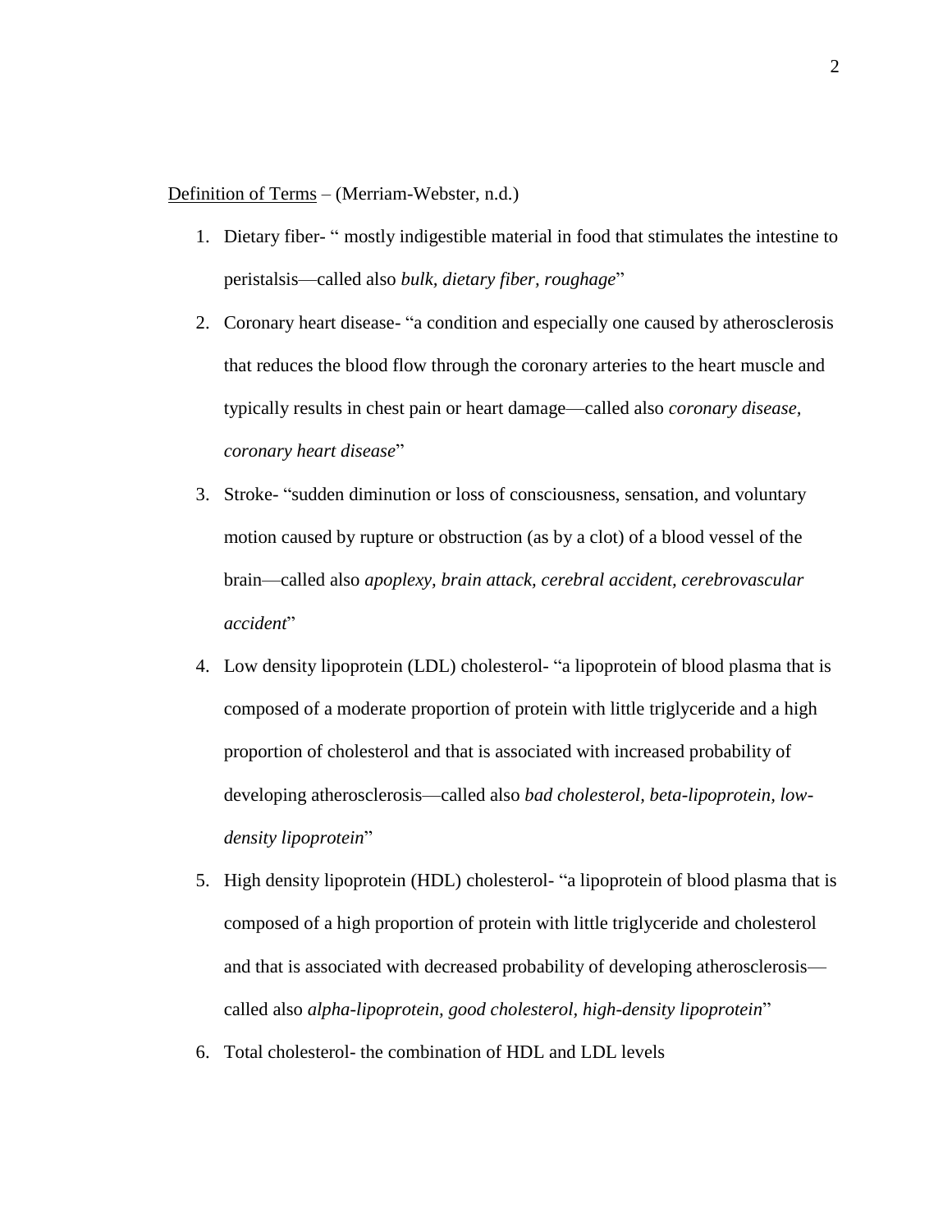<u>Definition of Terms</u> – (Merriam-Webster, n.d.)

1. Dietary fiber- " mostly indigestible material in food that stimulates the intestine to peristalsis—called also *bulk, dietary fiber, roughage*"
2. Coronary heart disease- "a condition and especially one caused by atherosclerosis that reduces the blood flow through the coronary arteries to the heart muscle and typically results in chest pain or heart damage—called also *coronary disease, coronary heart disease*"
3. Stroke- "sudden diminution or loss of consciousness, sensation, and voluntary motion caused by rupture or obstruction (as by a clot) of a blood vessel of the brain—called also *apoplexy, brain attack, cerebral accident, cerebrovascular accident*"
4. Low density lipoprotein (LDL) cholesterol- "a lipoprotein of blood plasma that is composed of a moderate proportion of protein with little triglyceride and a high proportion of cholesterol and that is associated with increased probability of developing atherosclerosis—called also *bad cholesterol, beta-lipoprotein, low-density lipoprotein*"
5. High density lipoprotein (HDL) cholesterol- "a lipoprotein of blood plasma that is composed of a high proportion of protein with little triglyceride and cholesterol and that is associated with decreased probability of developing atherosclerosis—called also *alpha-lipoprotein, good cholesterol, high-density lipoprotein*"
6. Total cholesterol- the combination of HDL and LDL levels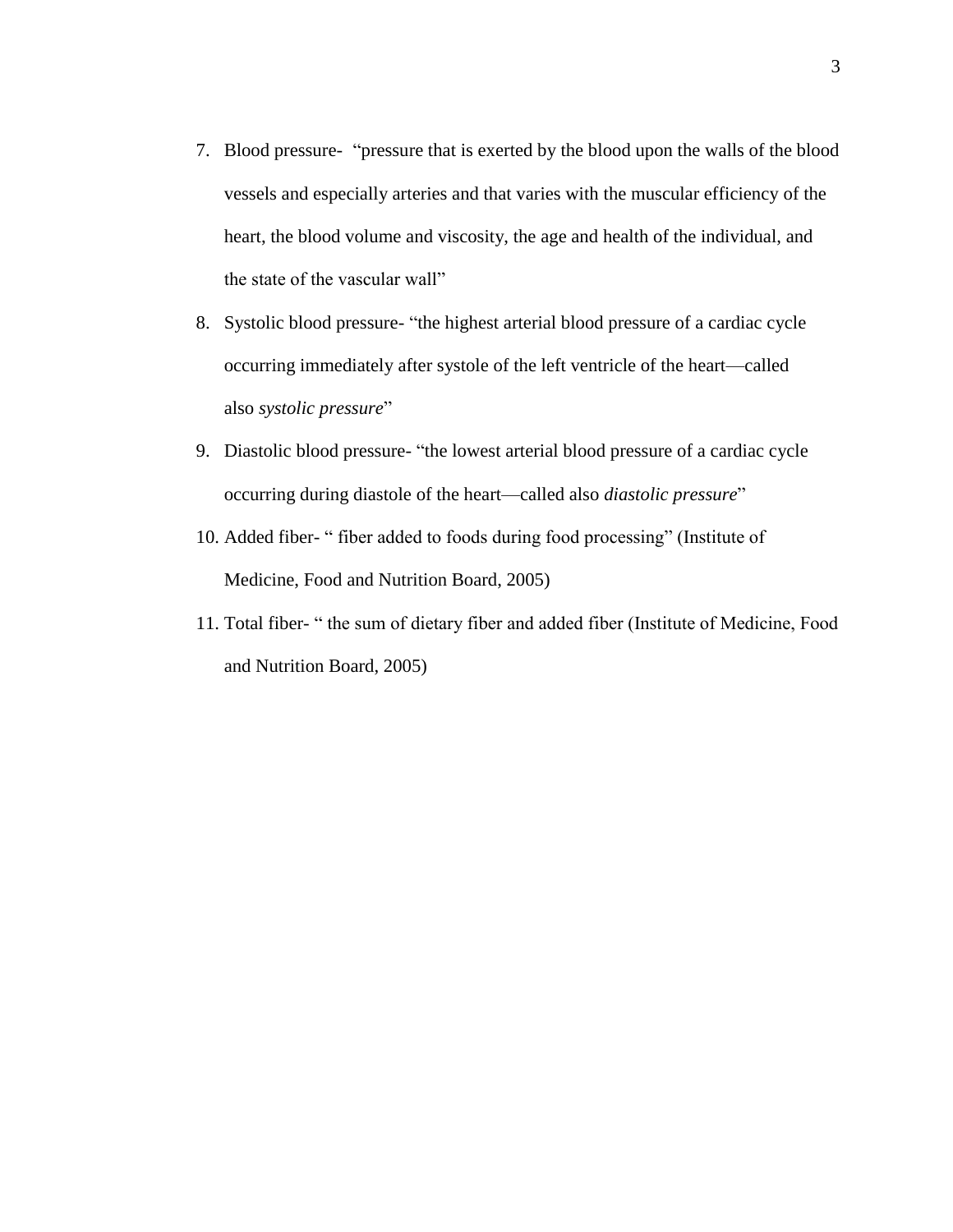7. Blood pressure- "pressure that is exerted by the blood upon the walls of the blood vessels and especially arteries and that varies with the muscular efficiency of the heart, the blood volume and viscosity, the age and health of the individual, and the state of the vascular wall"
8. Systolic blood pressure- "the highest arterial blood pressure of a cardiac cycle occurring immediately after systole of the left ventricle of the heart—called also *systolic pressure*"
9. Diastolic blood pressure- "the lowest arterial blood pressure of a cardiac cycle occurring during diastole of the heart—called also *diastolic pressure*"
10. Added fiber- " fiber added to foods during food processing" (Institute of Medicine, Food and Nutrition Board, 2005)
11. Total fiber- " the sum of dietary fiber and added fiber (Institute of Medicine, Food and Nutrition Board, 2005)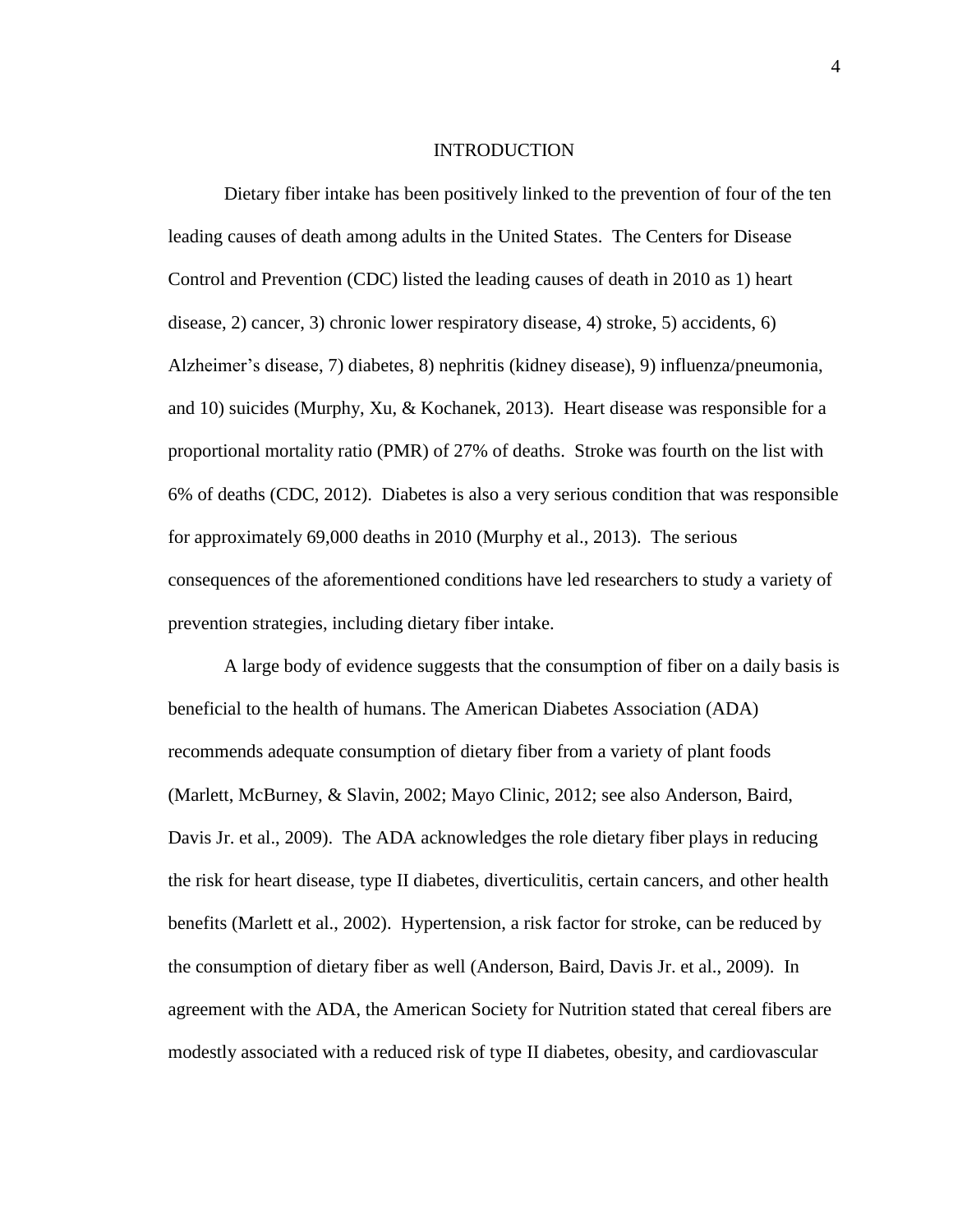# INTRODUCTION

Dietary fiber intake has been positively linked to the prevention of four of the ten leading causes of death among adults in the United States. The Centers for Disease Control and Prevention (CDC) listed the leading causes of death in 2010 as 1) heart disease, 2) cancer, 3) chronic lower respiratory disease, 4) stroke, 5) accidents, 6) Alzheimer's disease, 7) diabetes, 8) nephritis (kidney disease), 9) influenza/pneumonia, and 10) suicides (Murphy, Xu, & Kochanek, 2013). Heart disease was responsible for a proportional mortality ratio (PMR) of 27% of deaths. Stroke was fourth on the list with 6% of deaths (CDC, 2012). Diabetes is also a very serious condition that was responsible for approximately 69,000 deaths in 2010 (Murphy et al., 2013). The serious consequences of the aforementioned conditions have led researchers to study a variety of prevention strategies, including dietary fiber intake.

A large body of evidence suggests that the consumption of fiber on a daily basis is beneficial to the health of humans. The American Diabetes Association (ADA) recommends adequate consumption of dietary fiber from a variety of plant foods (Marlett, McBurney, & Slavin, 2002; Mayo Clinic, 2012; see also Anderson, Baird, Davis Jr. et al., 2009). The ADA acknowledges the role dietary fiber plays in reducing the risk for heart disease, type II diabetes, diverticulitis, certain cancers, and other health benefits (Marlett et al., 2002). Hypertension, a risk factor for stroke, can be reduced by the consumption of dietary fiber as well (Anderson, Baird, Davis Jr. et al., 2009). In agreement with the ADA, the American Society for Nutrition stated that cereal fibers are modestly associated with a reduced risk of type II diabetes, obesity, and cardiovascular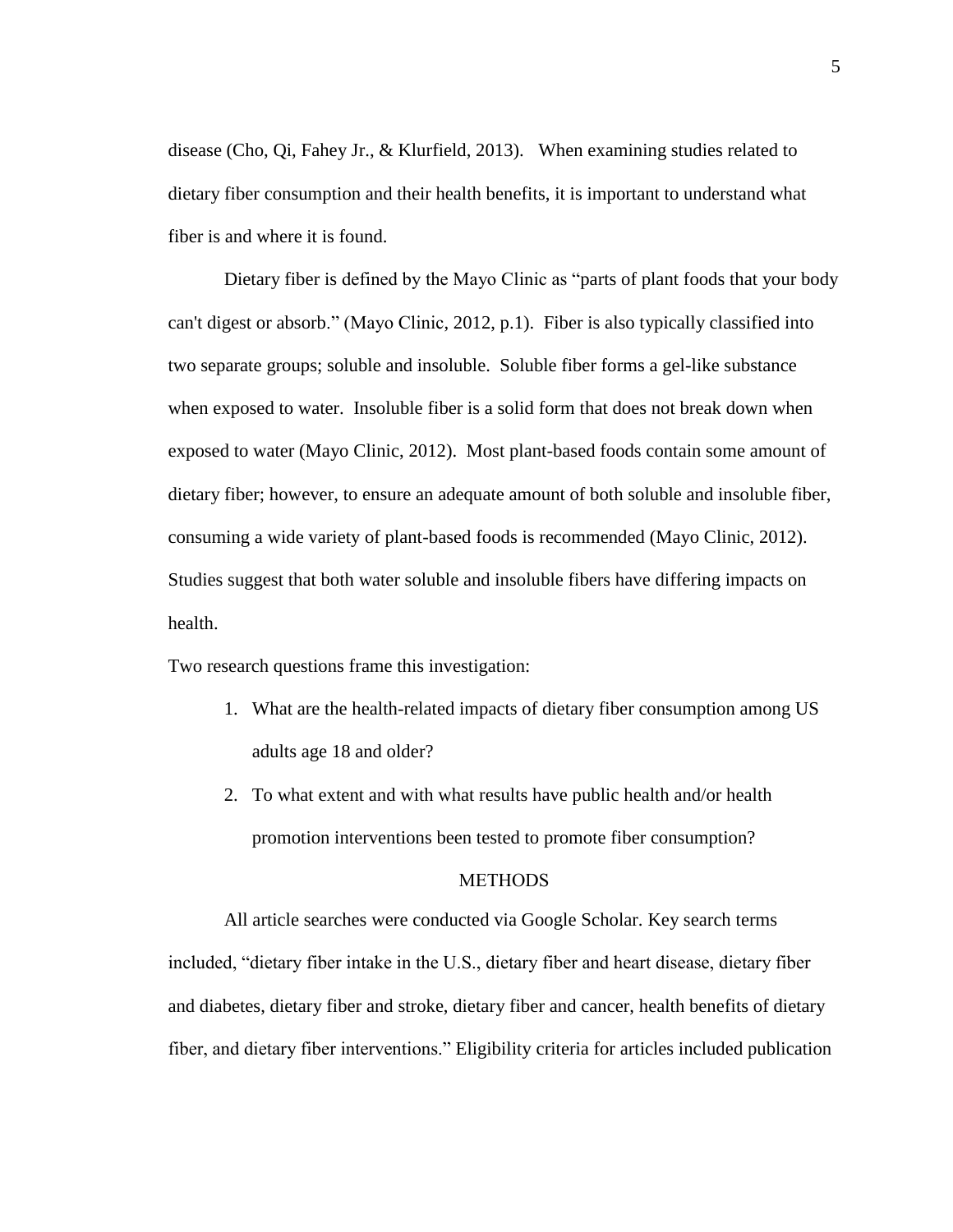disease (Cho, Qi, Fahey Jr., & Klurfield, 2013). When examining studies related to dietary fiber consumption and their health benefits, it is important to understand what fiber is and where it is found.

Dietary fiber is defined by the Mayo Clinic as "parts of plant foods that your body can't digest or absorb." (Mayo Clinic, 2012, p.1). Fiber is also typically classified into two separate groups; soluble and insoluble. Soluble fiber forms a gel-like substance when exposed to water. Insoluble fiber is a solid form that does not break down when exposed to water (Mayo Clinic, 2012). Most plant-based foods contain some amount of dietary fiber; however, to ensure an adequate amount of both soluble and insoluble fiber, consuming a wide variety of plant-based foods is recommended (Mayo Clinic, 2012). Studies suggest that both water soluble and insoluble fibers have differing impacts on health.

Two research questions frame this investigation:

1. What are the health-related impacts of dietary fiber consumption among US adults age 18 and older?
2. To what extent and with what results have public health and/or health promotion interventions been tested to promote fiber consumption?

## METHODS

All article searches were conducted via Google Scholar. Key search terms included, "dietary fiber intake in the U.S., dietary fiber and heart disease, dietary fiber and diabetes, dietary fiber and stroke, dietary fiber and cancer, health benefits of dietary fiber, and dietary fiber interventions." Eligibility criteria for articles included publication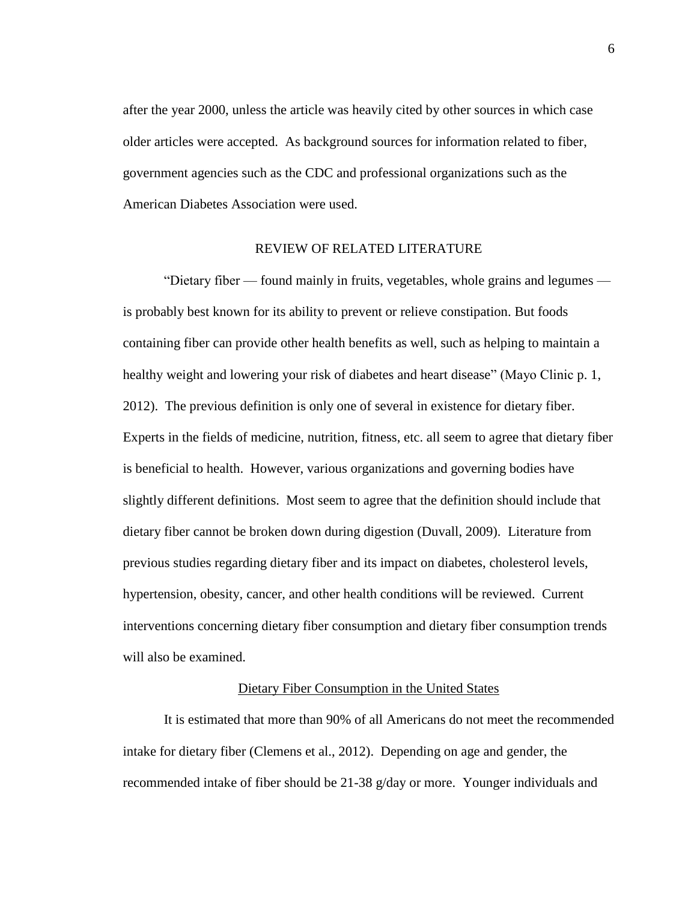after the year 2000, unless the article was heavily cited by other sources in which case older articles were accepted. As background sources for information related to fiber, government agencies such as the CDC and professional organizations such as the American Diabetes Association were used.

## REVIEW OF RELATED LITERATURE

"Dietary fiber — found mainly in fruits, vegetables, whole grains and legumes — is probably best known for its ability to prevent or relieve constipation. But foods containing fiber can provide other health benefits as well, such as helping to maintain a healthy weight and lowering your risk of diabetes and heart disease" (Mayo Clinic p. 1, 2012). The previous definition is only one of several in existence for dietary fiber. Experts in the fields of medicine, nutrition, fitness, etc. all seem to agree that dietary fiber is beneficial to health. However, various organizations and governing bodies have slightly different definitions. Most seem to agree that the definition should include that dietary fiber cannot be broken down during digestion (Duvall, 2009). Literature from previous studies regarding dietary fiber and its impact on diabetes, cholesterol levels, hypertension, obesity, cancer, and other health conditions will be reviewed. Current interventions concerning dietary fiber consumption and dietary fiber consumption trends will also be examined.

### Dietary Fiber Consumption in the United States

It is estimated that more than 90% of all Americans do not meet the recommended intake for dietary fiber (Clemens et al., 2012). Depending on age and gender, the recommended intake of fiber should be 21-38 g/day or more. Younger individuals and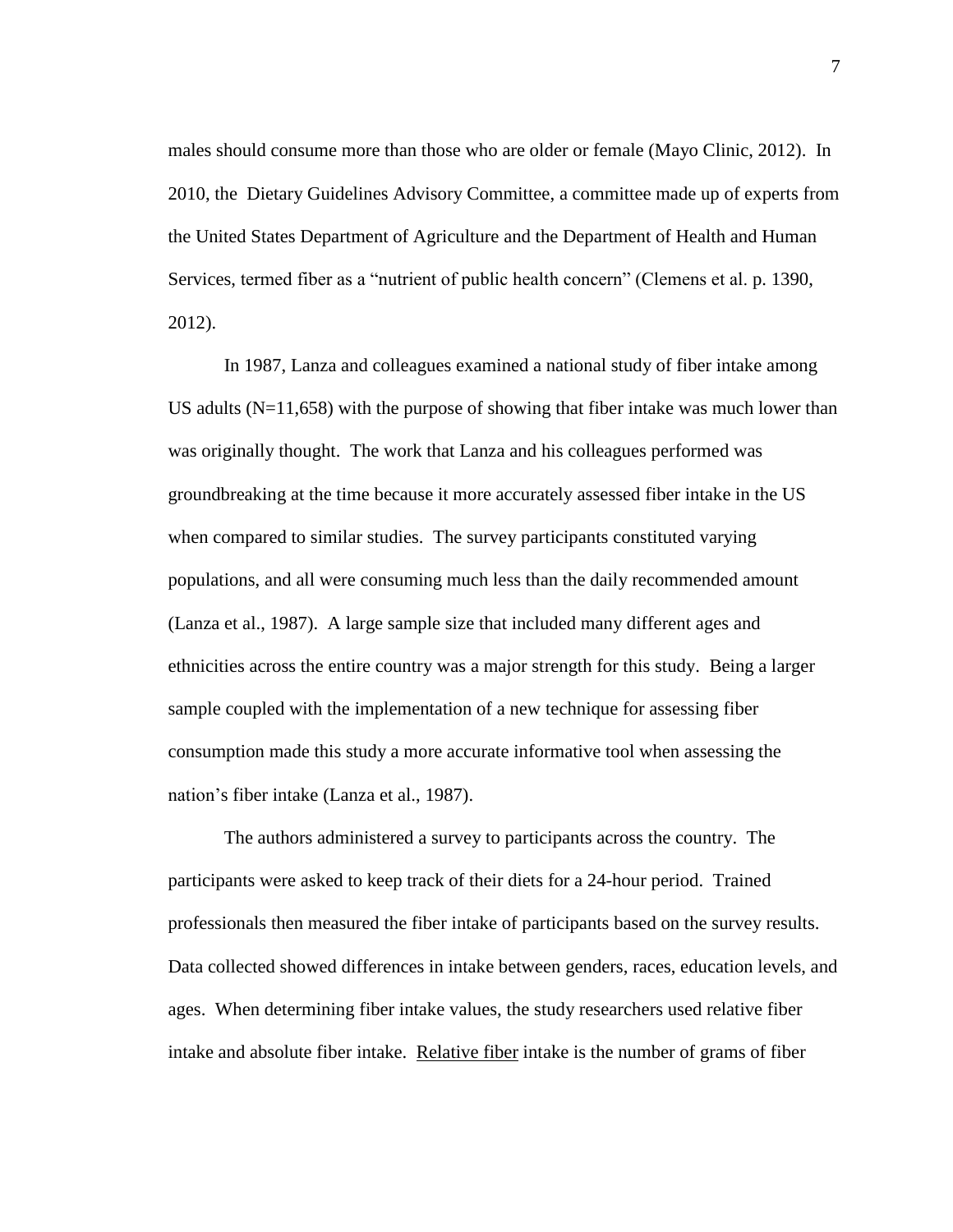males should consume more than those who are older or female (Mayo Clinic, 2012). In 2010, the Dietary Guidelines Advisory Committee, a committee made up of experts from the United States Department of Agriculture and the Department of Health and Human Services, termed fiber as a "nutrient of public health concern" (Clemens et al. p. 1390, 2012).

In 1987, Lanza and colleagues examined a national study of fiber intake among US adults (N=11,658) with the purpose of showing that fiber intake was much lower than was originally thought. The work that Lanza and his colleagues performed was groundbreaking at the time because it more accurately assessed fiber intake in the US when compared to similar studies. The survey participants constituted varying populations, and all were consuming much less than the daily recommended amount (Lanza et al., 1987). A large sample size that included many different ages and ethnicities across the entire country was a major strength for this study. Being a larger sample coupled with the implementation of a new technique for assessing fiber consumption made this study a more accurate informative tool when assessing the nation's fiber intake (Lanza et al., 1987).

The authors administered a survey to participants across the country. The participants were asked to keep track of their diets for a 24-hour period. Trained professionals then measured the fiber intake of participants based on the survey results. Data collected showed differences in intake between genders, races, education levels, and ages. When determining fiber intake values, the study researchers used relative fiber intake and absolute fiber intake. <u>Relative fiber</u> intake is the number of grams of fiber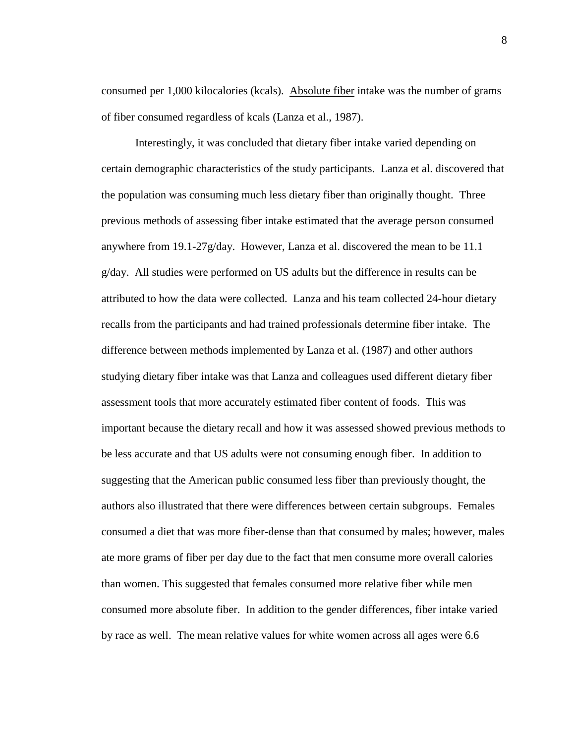consumed per 1,000 kilocalories (kcals). Absolute fiber intake was the number of grams of fiber consumed regardless of kcals (Lanza et al., 1987).

Interestingly, it was concluded that dietary fiber intake varied depending on certain demographic characteristics of the study participants. Lanza et al. discovered that the population was consuming much less dietary fiber than originally thought. Three previous methods of assessing fiber intake estimated that the average person consumed anywhere from 19.1-27g/day. However, Lanza et al. discovered the mean to be 11.1 g/day. All studies were performed on US adults but the difference in results can be attributed to how the data were collected. Lanza and his team collected 24-hour dietary recalls from the participants and had trained professionals determine fiber intake. The difference between methods implemented by Lanza et al. (1987) and other authors studying dietary fiber intake was that Lanza and colleagues used different dietary fiber assessment tools that more accurately estimated fiber content of foods. This was important because the dietary recall and how it was assessed showed previous methods to be less accurate and that US adults were not consuming enough fiber. In addition to suggesting that the American public consumed less fiber than previously thought, the authors also illustrated that there were differences between certain subgroups. Females consumed a diet that was more fiber-dense than that consumed by males; however, males ate more grams of fiber per day due to the fact that men consume more overall calories than women. This suggested that females consumed more relative fiber while men consumed more absolute fiber. In addition to the gender differences, fiber intake varied by race as well. The mean relative values for white women across all ages were 6.6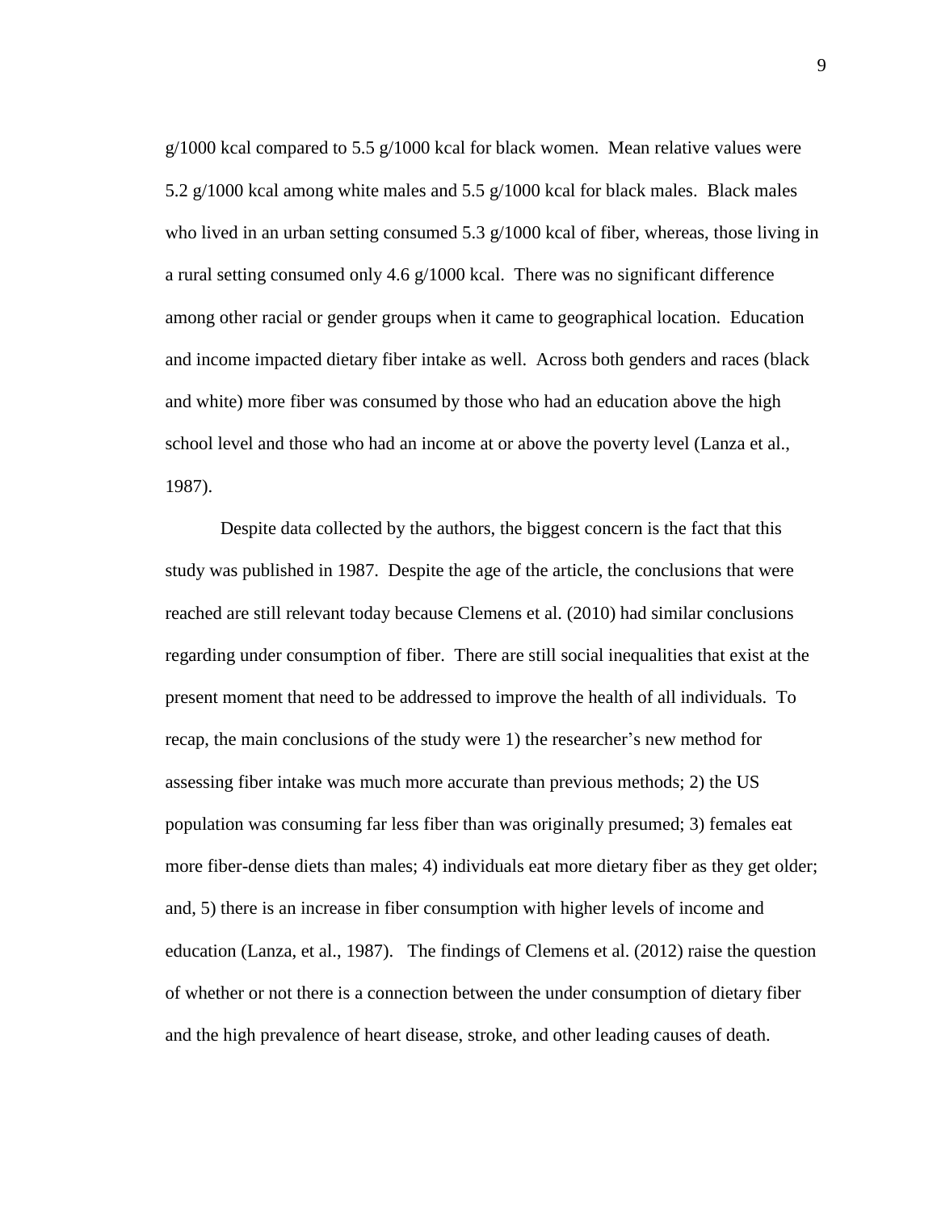g/1000 kcal compared to 5.5 g/1000 kcal for black women. Mean relative values were 5.2 g/1000 kcal among white males and 5.5 g/1000 kcal for black males. Black males who lived in an urban setting consumed 5.3 g/1000 kcal of fiber, whereas, those living in a rural setting consumed only 4.6 g/1000 kcal. There was no significant difference among other racial or gender groups when it came to geographical location. Education and income impacted dietary fiber intake as well. Across both genders and races (black and white) more fiber was consumed by those who had an education above the high school level and those who had an income at or above the poverty level (Lanza et al., 1987).

Despite data collected by the authors, the biggest concern is the fact that this study was published in 1987. Despite the age of the article, the conclusions that were reached are still relevant today because Clemens et al. (2010) had similar conclusions regarding under consumption of fiber. There are still social inequalities that exist at the present moment that need to be addressed to improve the health of all individuals. To recap, the main conclusions of the study were 1) the researcher's new method for assessing fiber intake was much more accurate than previous methods; 2) the US population was consuming far less fiber than was originally presumed; 3) females eat more fiber-dense diets than males; 4) individuals eat more dietary fiber as they get older; and, 5) there is an increase in fiber consumption with higher levels of income and education (Lanza, et al., 1987). The findings of Clemens et al. (2012) raise the question of whether or not there is a connection between the under consumption of dietary fiber and the high prevalence of heart disease, stroke, and other leading causes of death.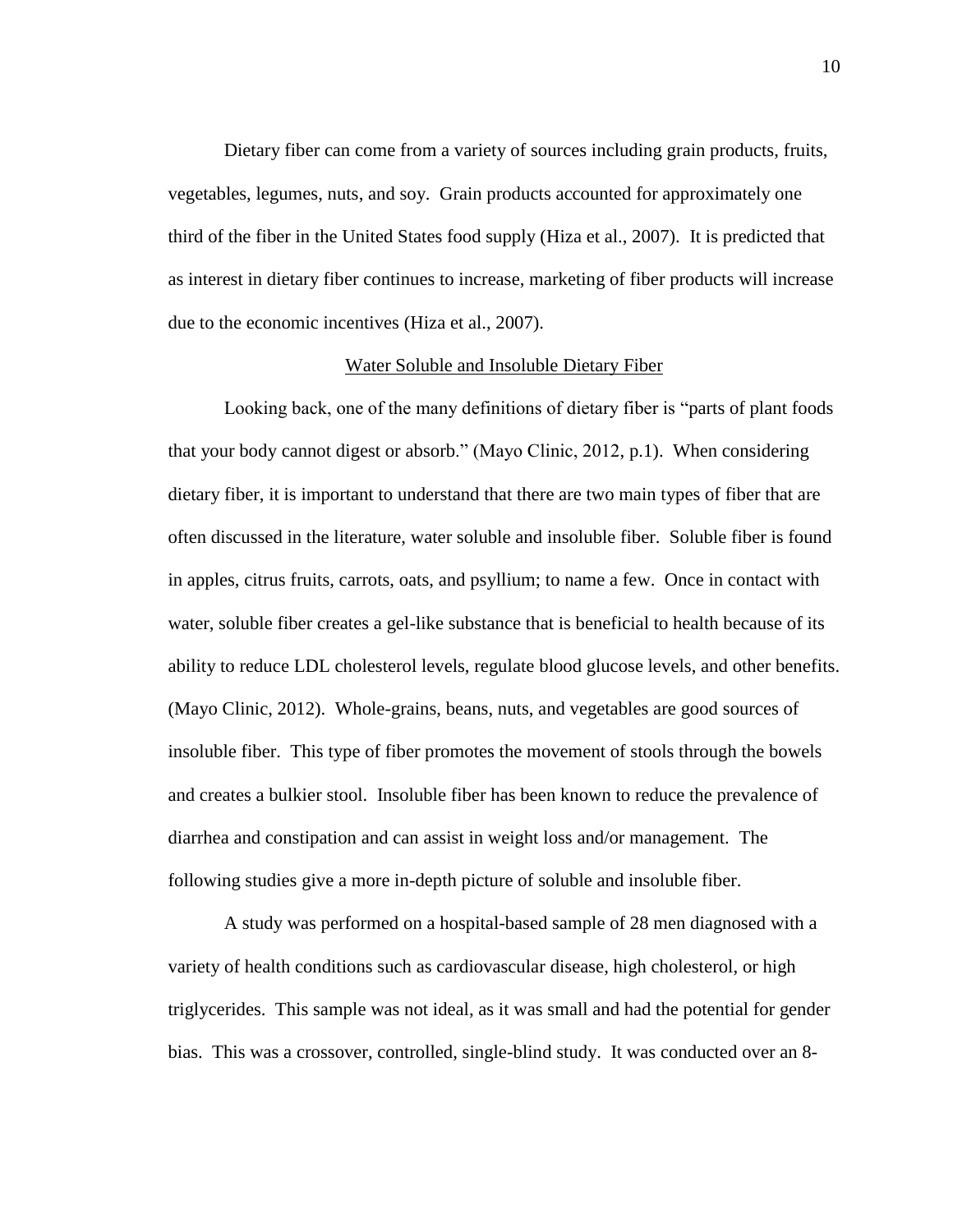Dietary fiber can come from a variety of sources including grain products, fruits, vegetables, legumes, nuts, and soy. Grain products accounted for approximately one third of the fiber in the United States food supply (Hiza et al., 2007). It is predicted that as interest in dietary fiber continues to increase, marketing of fiber products will increase due to the economic incentives (Hiza et al., 2007).

## Water Soluble and Insoluble Dietary Fiber

Looking back, one of the many definitions of dietary fiber is "parts of plant foods that your body cannot digest or absorb." (Mayo Clinic, 2012, p.1). When considering dietary fiber, it is important to understand that there are two main types of fiber that are often discussed in the literature, water soluble and insoluble fiber. Soluble fiber is found in apples, citrus fruits, carrots, oats, and psyllium; to name a few. Once in contact with water, soluble fiber creates a gel-like substance that is beneficial to health because of its ability to reduce LDL cholesterol levels, regulate blood glucose levels, and other benefits. (Mayo Clinic, 2012). Whole-grains, beans, nuts, and vegetables are good sources of insoluble fiber. This type of fiber promotes the movement of stools through the bowels and creates a bulkier stool. Insoluble fiber has been known to reduce the prevalence of diarrhea and constipation and can assist in weight loss and/or management. The following studies give a more in-depth picture of soluble and insoluble fiber.

A study was performed on a hospital-based sample of 28 men diagnosed with a variety of health conditions such as cardiovascular disease, high cholesterol, or high triglycerides. This sample was not ideal, as it was small and had the potential for gender bias. This was a crossover, controlled, single-blind study. It was conducted over an 8-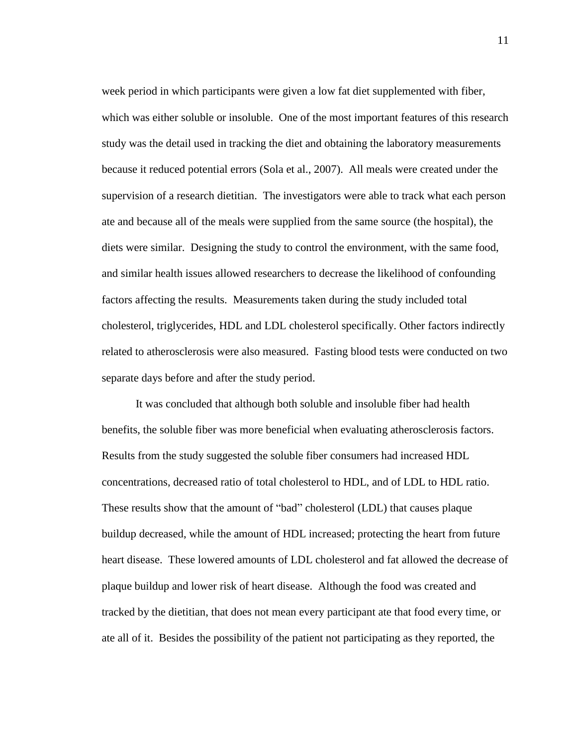week period in which participants were given a low fat diet supplemented with fiber, which was either soluble or insoluble. One of the most important features of this research study was the detail used in tracking the diet and obtaining the laboratory measurements because it reduced potential errors (Sola et al., 2007). All meals were created under the supervision of a research dietitian. The investigators were able to track what each person ate and because all of the meals were supplied from the same source (the hospital), the diets were similar. Designing the study to control the environment, with the same food, and similar health issues allowed researchers to decrease the likelihood of confounding factors affecting the results. Measurements taken during the study included total cholesterol, triglycerides, HDL and LDL cholesterol specifically. Other factors indirectly related to atherosclerosis were also measured. Fasting blood tests were conducted on two separate days before and after the study period.

It was concluded that although both soluble and insoluble fiber had health benefits, the soluble fiber was more beneficial when evaluating atherosclerosis factors. Results from the study suggested the soluble fiber consumers had increased HDL concentrations, decreased ratio of total cholesterol to HDL, and of LDL to HDL ratio. These results show that the amount of "bad" cholesterol (LDL) that causes plaque buildup decreased, while the amount of HDL increased; protecting the heart from future heart disease. These lowered amounts of LDL cholesterol and fat allowed the decrease of plaque buildup and lower risk of heart disease. Although the food was created and tracked by the dietitian, that does not mean every participant ate that food every time, or ate all of it. Besides the possibility of the patient not participating as they reported, the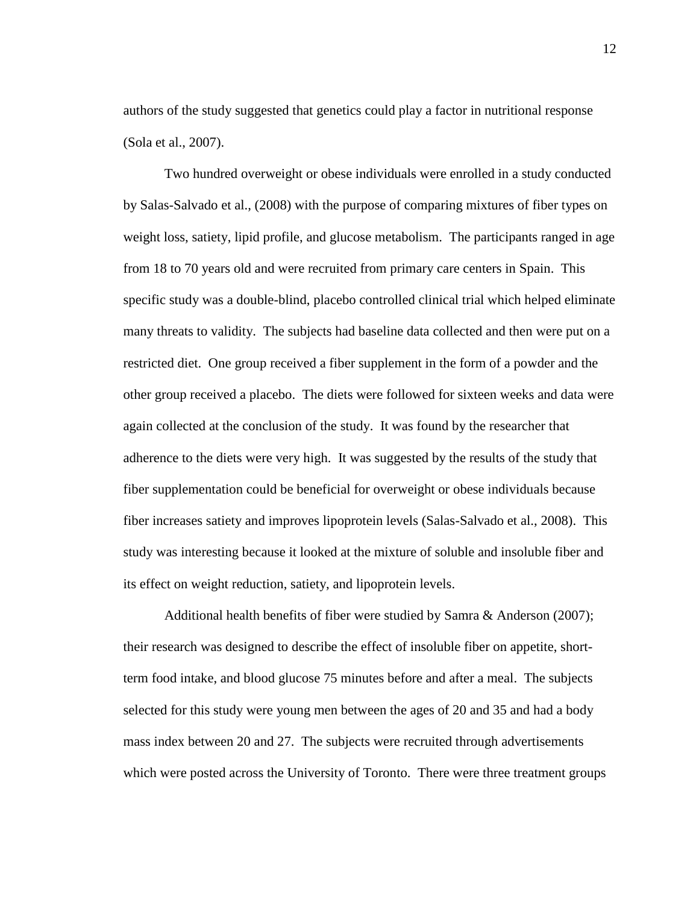authors of the study suggested that genetics could play a factor in nutritional response (Sola et al., 2007).

Two hundred overweight or obese individuals were enrolled in a study conducted by Salas-Salvado et al., (2008) with the purpose of comparing mixtures of fiber types on weight loss, satiety, lipid profile, and glucose metabolism. The participants ranged in age from 18 to 70 years old and were recruited from primary care centers in Spain. This specific study was a double-blind, placebo controlled clinical trial which helped eliminate many threats to validity. The subjects had baseline data collected and then were put on a restricted diet. One group received a fiber supplement in the form of a powder and the other group received a placebo. The diets were followed for sixteen weeks and data were again collected at the conclusion of the study. It was found by the researcher that adherence to the diets were very high. It was suggested by the results of the study that fiber supplementation could be beneficial for overweight or obese individuals because fiber increases satiety and improves lipoprotein levels (Salas-Salvado et al., 2008). This study was interesting because it looked at the mixture of soluble and insoluble fiber and its effect on weight reduction, satiety, and lipoprotein levels.

Additional health benefits of fiber were studied by Samra & Anderson (2007); their research was designed to describe the effect of insoluble fiber on appetite, short-term food intake, and blood glucose 75 minutes before and after a meal. The subjects selected for this study were young men between the ages of 20 and 35 and had a body mass index between 20 and 27. The subjects were recruited through advertisements which were posted across the University of Toronto. There were three treatment groups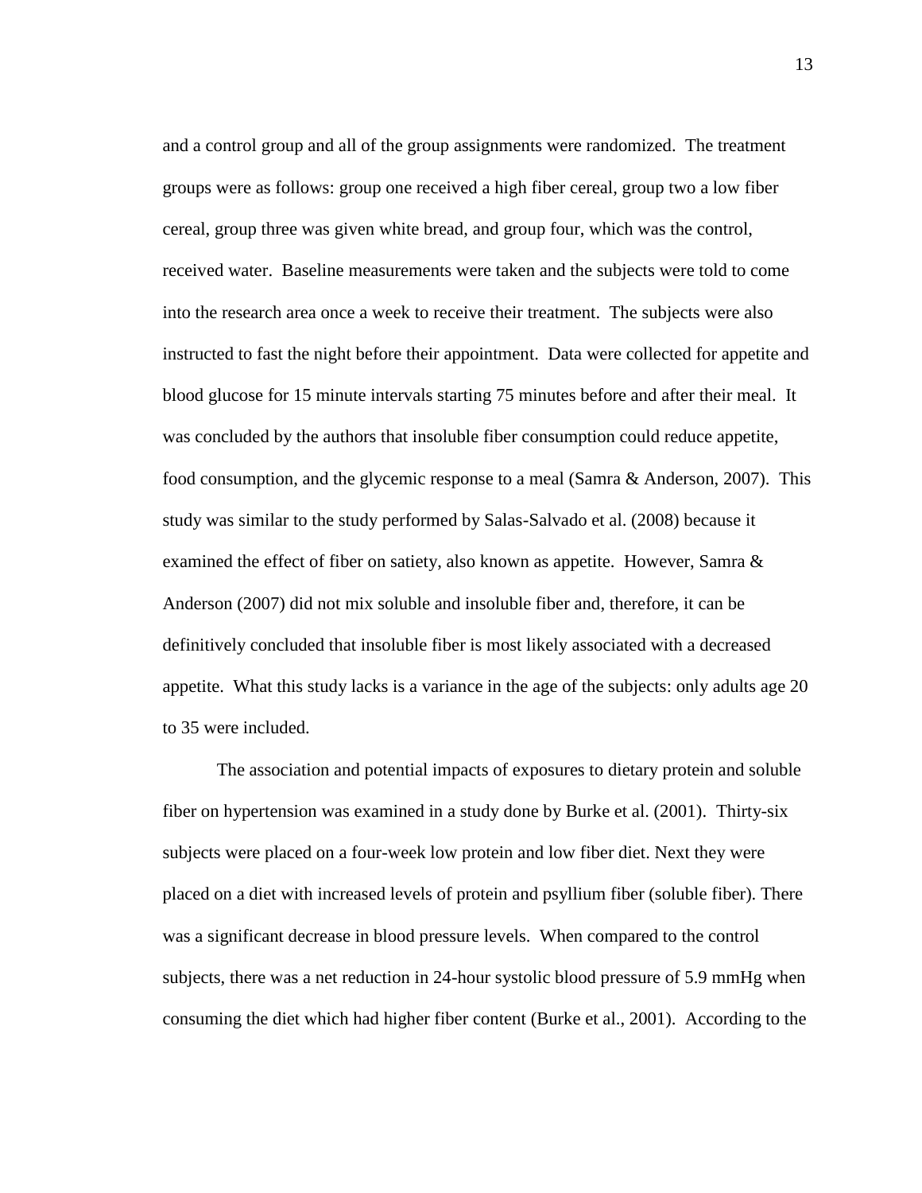and a control group and all of the group assignments were randomized. The treatment groups were as follows: group one received a high fiber cereal, group two a low fiber cereal, group three was given white bread, and group four, which was the control, received water. Baseline measurements were taken and the subjects were told to come into the research area once a week to receive their treatment. The subjects were also instructed to fast the night before their appointment. Data were collected for appetite and blood glucose for 15 minute intervals starting 75 minutes before and after their meal. It was concluded by the authors that insoluble fiber consumption could reduce appetite, food consumption, and the glycemic response to a meal (Samra & Anderson, 2007). This study was similar to the study performed by Salas-Salvado et al. (2008) because it examined the effect of fiber on satiety, also known as appetite. However, Samra & Anderson (2007) did not mix soluble and insoluble fiber and, therefore, it can be definitively concluded that insoluble fiber is most likely associated with a decreased appetite. What this study lacks is a variance in the age of the subjects: only adults age 20 to 35 were included.

The association and potential impacts of exposures to dietary protein and soluble fiber on hypertension was examined in a study done by Burke et al. (2001). Thirty-six subjects were placed on a four-week low protein and low fiber diet. Next they were placed on a diet with increased levels of protein and psyllium fiber (soluble fiber). There was a significant decrease in blood pressure levels. When compared to the control subjects, there was a net reduction in 24-hour systolic blood pressure of 5.9 mmHg when consuming the diet which had higher fiber content (Burke et al., 2001). According to the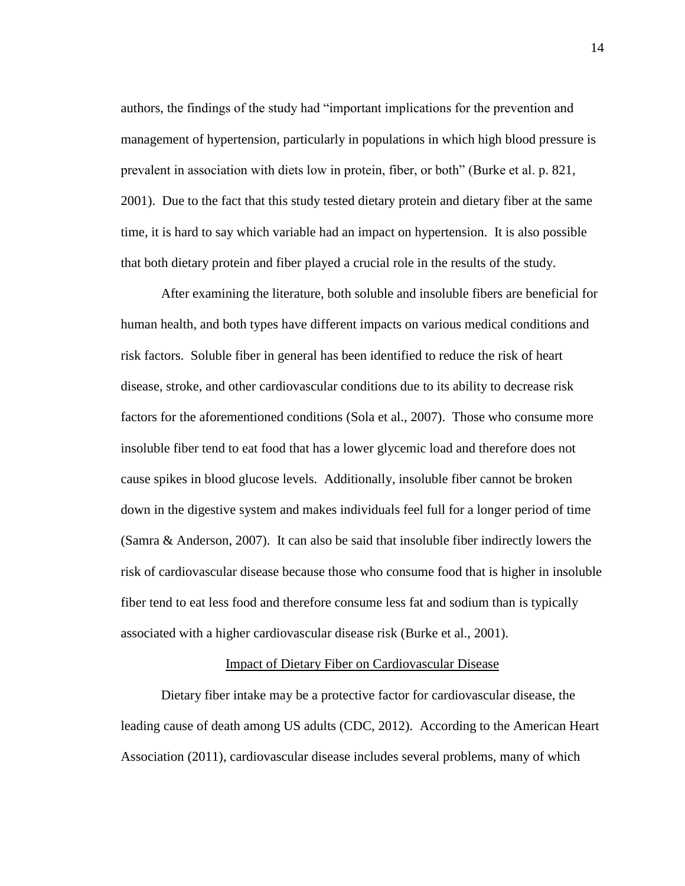authors, the findings of the study had "important implications for the prevention and management of hypertension, particularly in populations in which high blood pressure is prevalent in association with diets low in protein, fiber, or both" (Burke et al. p. 821, 2001). Due to the fact that this study tested dietary protein and dietary fiber at the same time, it is hard to say which variable had an impact on hypertension. It is also possible that both dietary protein and fiber played a crucial role in the results of the study.

After examining the literature, both soluble and insoluble fibers are beneficial for human health, and both types have different impacts on various medical conditions and risk factors. Soluble fiber in general has been identified to reduce the risk of heart disease, stroke, and other cardiovascular conditions due to its ability to decrease risk factors for the aforementioned conditions (Sola et al., 2007). Those who consume more insoluble fiber tend to eat food that has a lower glycemic load and therefore does not cause spikes in blood glucose levels. Additionally, insoluble fiber cannot be broken down in the digestive system and makes individuals feel full for a longer period of time (Samra & Anderson, 2007). It can also be said that insoluble fiber indirectly lowers the risk of cardiovascular disease because those who consume food that is higher in insoluble fiber tend to eat less food and therefore consume less fat and sodium than is typically associated with a higher cardiovascular disease risk (Burke et al., 2001).

## Impact of Dietary Fiber on Cardiovascular Disease

Dietary fiber intake may be a protective factor for cardiovascular disease, the leading cause of death among US adults (CDC, 2012). According to the American Heart Association (2011), cardiovascular disease includes several problems, many of which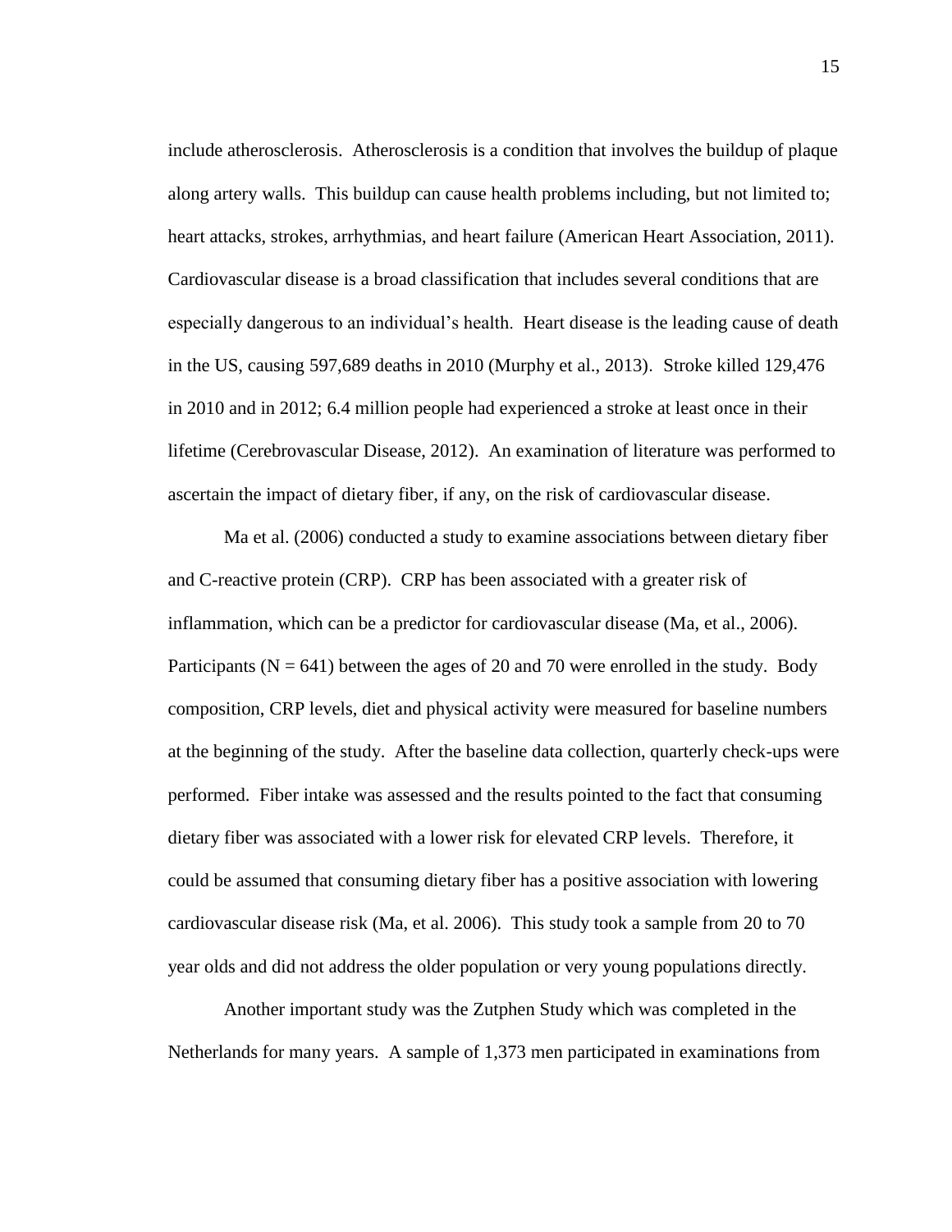include atherosclerosis. Atherosclerosis is a condition that involves the buildup of plaque along artery walls. This buildup can cause health problems including, but not limited to; heart attacks, strokes, arrhythmias, and heart failure (American Heart Association, 2011). Cardiovascular disease is a broad classification that includes several conditions that are especially dangerous to an individual's health. Heart disease is the leading cause of death in the US, causing 597,689 deaths in 2010 (Murphy et al., 2013). Stroke killed 129,476 in 2010 and in 2012; 6.4 million people had experienced a stroke at least once in their lifetime (Cerebrovascular Disease, 2012). An examination of literature was performed to ascertain the impact of dietary fiber, if any, on the risk of cardiovascular disease.

Ma et al. (2006) conducted a study to examine associations between dietary fiber and C-reactive protein (CRP). CRP has been associated with a greater risk of inflammation, which can be a predictor for cardiovascular disease (Ma, et al., 2006). Participants ($N = 641$) between the ages of 20 and 70 were enrolled in the study. Body composition, CRP levels, diet and physical activity were measured for baseline numbers at the beginning of the study. After the baseline data collection, quarterly check-ups were performed. Fiber intake was assessed and the results pointed to the fact that consuming dietary fiber was associated with a lower risk for elevated CRP levels. Therefore, it could be assumed that consuming dietary fiber has a positive association with lowering cardiovascular disease risk (Ma, et al. 2006). This study took a sample from 20 to 70 year olds and did not address the older population or very young populations directly.

Another important study was the Zutphen Study which was completed in the Netherlands for many years. A sample of 1,373 men participated in examinations from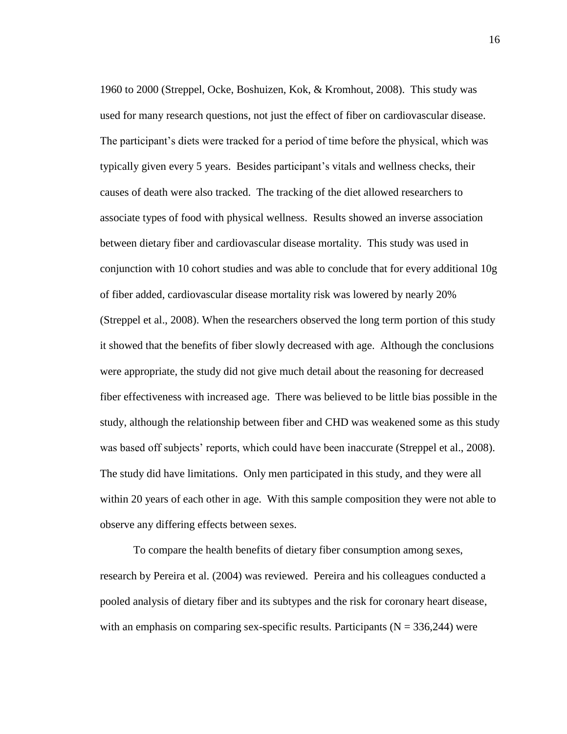1960 to 2000 (Streppel, Ocke, Boshuizen, Kok, & Kromhout, 2008). This study was used for many research questions, not just the effect of fiber on cardiovascular disease. The participant's diets were tracked for a period of time before the physical, which was typically given every 5 years. Besides participant's vitals and wellness checks, their causes of death were also tracked. The tracking of the diet allowed researchers to associate types of food with physical wellness. Results showed an inverse association between dietary fiber and cardiovascular disease mortality. This study was used in conjunction with 10 cohort studies and was able to conclude that for every additional 10g of fiber added, cardiovascular disease mortality risk was lowered by nearly 20% (Streppel et al., 2008). When the researchers observed the long term portion of this study it showed that the benefits of fiber slowly decreased with age. Although the conclusions were appropriate, the study did not give much detail about the reasoning for decreased fiber effectiveness with increased age. There was believed to be little bias possible in the study, although the relationship between fiber and CHD was weakened some as this study was based off subjects' reports, which could have been inaccurate (Streppel et al., 2008). The study did have limitations. Only men participated in this study, and they were all within 20 years of each other in age. With this sample composition they were not able to observe any differing effects between sexes.

To compare the health benefits of dietary fiber consumption among sexes, research by Pereira et al. (2004) was reviewed. Pereira and his colleagues conducted a pooled analysis of dietary fiber and its subtypes and the risk for coronary heart disease, with an emphasis on comparing sex-specific results. Participants (N = 336,244) were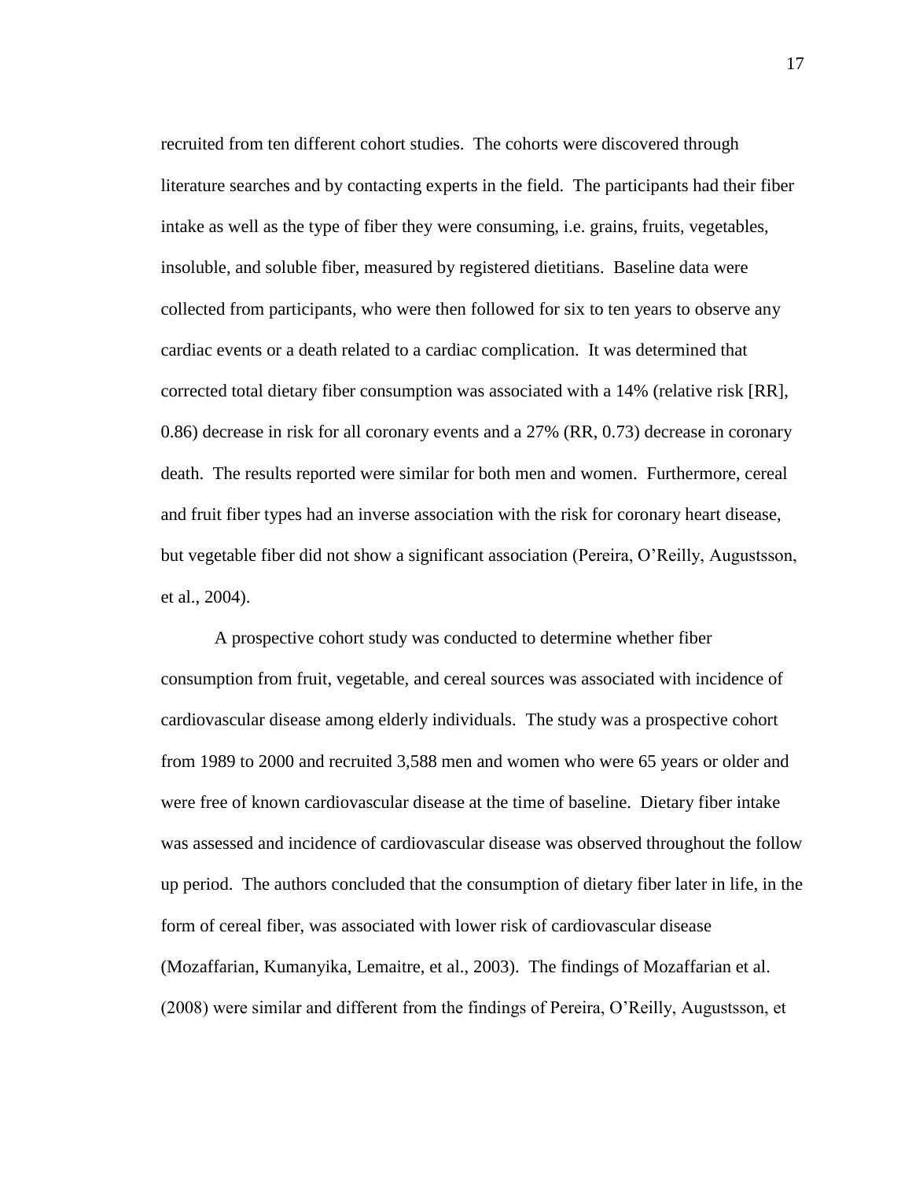recruited from ten different cohort studies. The cohorts were discovered through literature searches and by contacting experts in the field. The participants had their fiber intake as well as the type of fiber they were consuming, i.e. grains, fruits, vegetables, insoluble, and soluble fiber, measured by registered dietitians. Baseline data were collected from participants, who were then followed for six to ten years to observe any cardiac events or a death related to a cardiac complication. It was determined that corrected total dietary fiber consumption was associated with a 14% (relative risk [RR], 0.86) decrease in risk for all coronary events and a 27% (RR, 0.73) decrease in coronary death. The results reported were similar for both men and women. Furthermore, cereal and fruit fiber types had an inverse association with the risk for coronary heart disease, but vegetable fiber did not show a significant association (Pereira, O'Reilly, Augustsson, et al., 2004).

A prospective cohort study was conducted to determine whether fiber consumption from fruit, vegetable, and cereal sources was associated with incidence of cardiovascular disease among elderly individuals. The study was a prospective cohort from 1989 to 2000 and recruited 3,588 men and women who were 65 years or older and were free of known cardiovascular disease at the time of baseline. Dietary fiber intake was assessed and incidence of cardiovascular disease was observed throughout the follow up period. The authors concluded that the consumption of dietary fiber later in life, in the form of cereal fiber, was associated with lower risk of cardiovascular disease (Mozaffarian, Kumanyika, Lemaitre, et al., 2003). The findings of Mozaffarian et al. (2008) were similar and different from the findings of Pereira, O'Reilly, Augustsson, et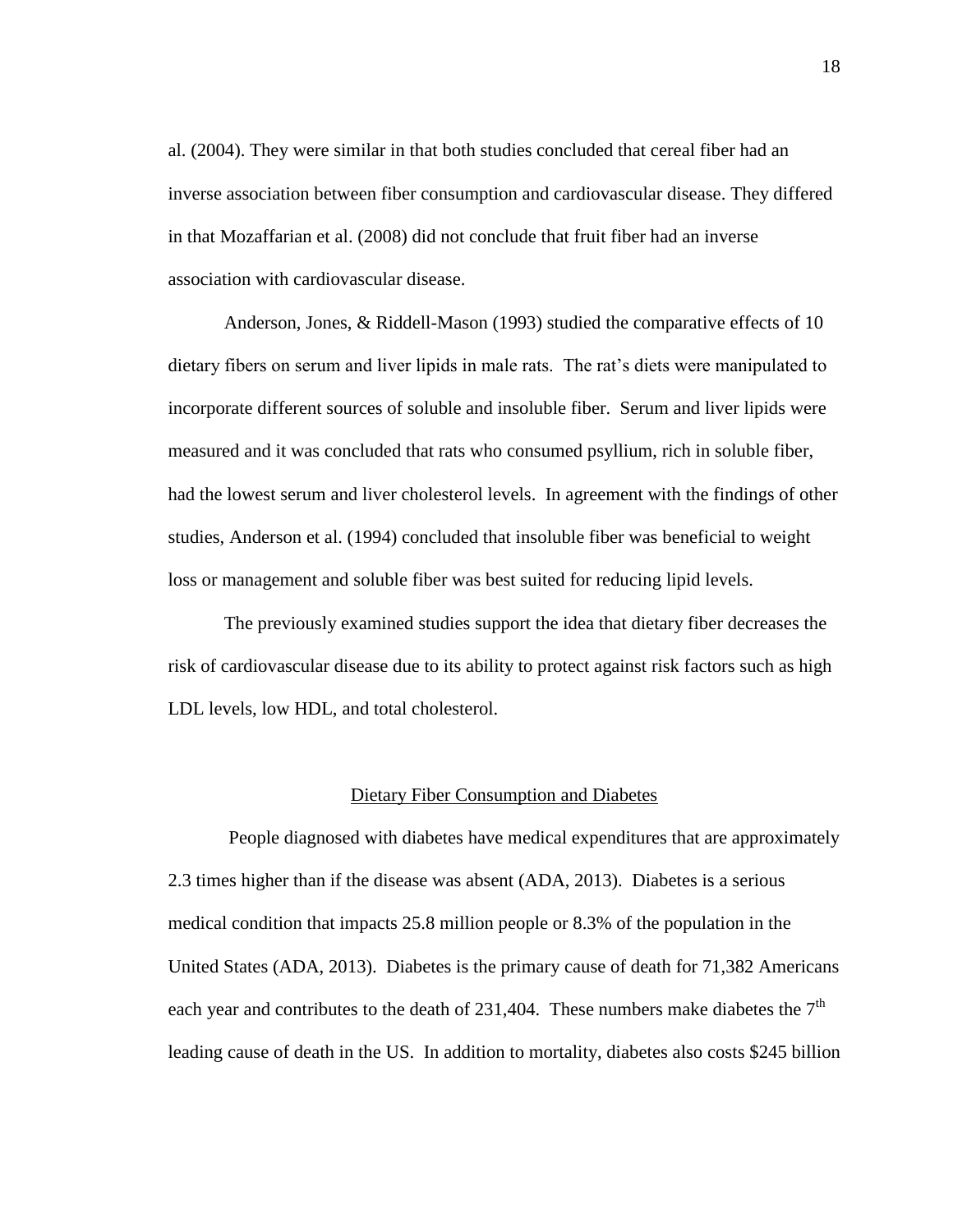al. (2004). They were similar in that both studies concluded that cereal fiber had an inverse association between fiber consumption and cardiovascular disease. They differed in that Mozaffarian et al. (2008) did not conclude that fruit fiber had an inverse association with cardiovascular disease.

Anderson, Jones, & Riddell-Mason (1993) studied the comparative effects of 10 dietary fibers on serum and liver lipids in male rats. The rat's diets were manipulated to incorporate different sources of soluble and insoluble fiber. Serum and liver lipids were measured and it was concluded that rats who consumed psyllium, rich in soluble fiber, had the lowest serum and liver cholesterol levels. In agreement with the findings of other studies, Anderson et al. (1994) concluded that insoluble fiber was beneficial to weight loss or management and soluble fiber was best suited for reducing lipid levels.

The previously examined studies support the idea that dietary fiber decreases the risk of cardiovascular disease due to its ability to protect against risk factors such as high LDL levels, low HDL, and total cholesterol.

## Dietary Fiber Consumption and Diabetes

People diagnosed with diabetes have medical expenditures that are approximately 2.3 times higher than if the disease was absent (ADA, 2013). Diabetes is a serious medical condition that impacts 25.8 million people or 8.3% of the population in the United States (ADA, 2013). Diabetes is the primary cause of death for 71,382 Americans each year and contributes to the death of 231,404. These numbers make diabetes the 7th leading cause of death in the US. In addition to mortality, diabetes also costs $245 billion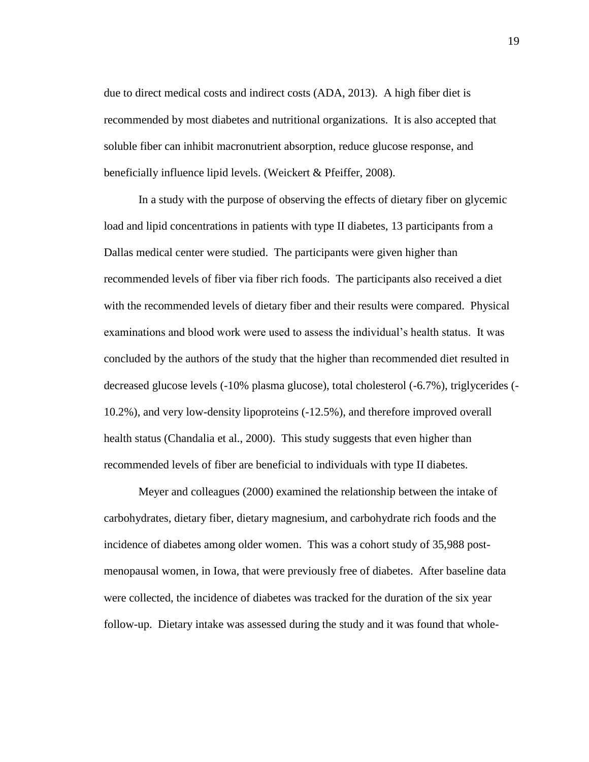due to direct medical costs and indirect costs (ADA, 2013). A high fiber diet is recommended by most diabetes and nutritional organizations. It is also accepted that soluble fiber can inhibit macronutrient absorption, reduce glucose response, and beneficially influence lipid levels. (Weickert & Pfeiffer, 2008).

In a study with the purpose of observing the effects of dietary fiber on glycemic load and lipid concentrations in patients with type II diabetes, 13 participants from a Dallas medical center were studied. The participants were given higher than recommended levels of fiber via fiber rich foods. The participants also received a diet with the recommended levels of dietary fiber and their results were compared. Physical examinations and blood work were used to assess the individual's health status. It was concluded by the authors of the study that the higher than recommended diet resulted in decreased glucose levels (-10% plasma glucose), total cholesterol (-6.7%), triglycerides (-10.2%), and very low-density lipoproteins (-12.5%), and therefore improved overall health status (Chandalia et al., 2000). This study suggests that even higher than recommended levels of fiber are beneficial to individuals with type II diabetes.

Meyer and colleagues (2000) examined the relationship between the intake of carbohydrates, dietary fiber, dietary magnesium, and carbohydrate rich foods and the incidence of diabetes among older women. This was a cohort study of 35,988 post-menopausal women, in Iowa, that were previously free of diabetes. After baseline data were collected, the incidence of diabetes was tracked for the duration of the six year follow-up. Dietary intake was assessed during the study and it was found that whole-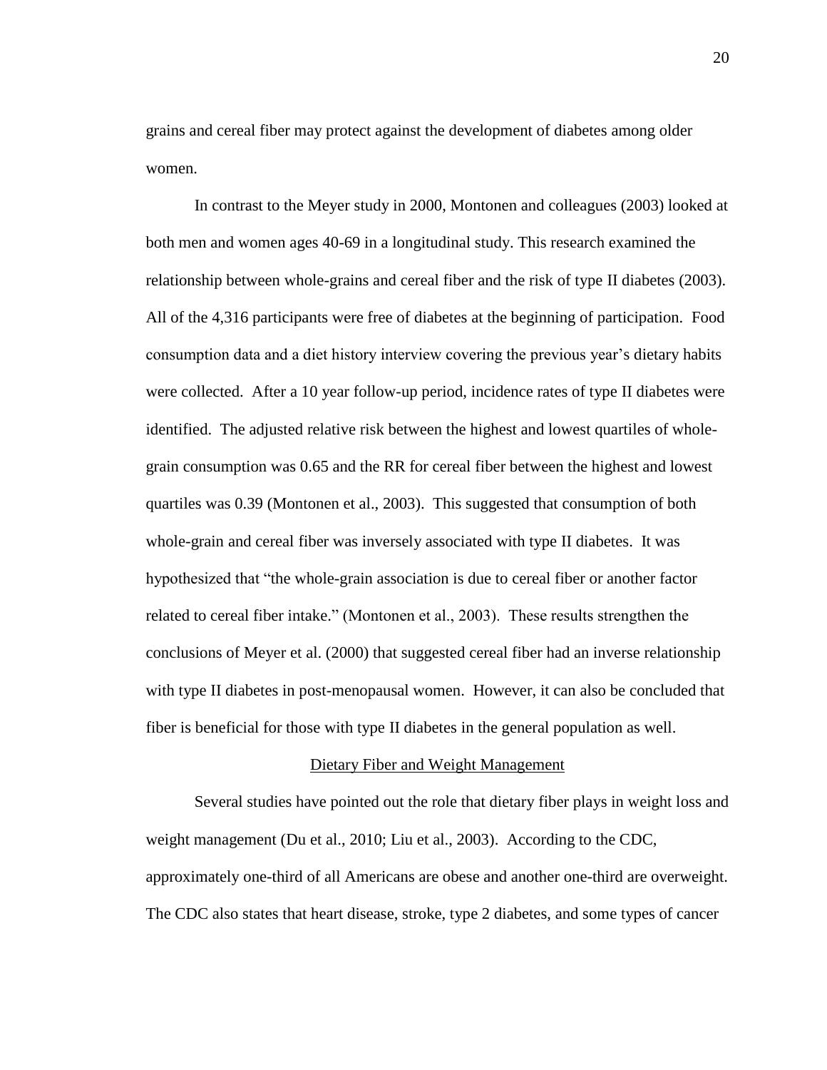grains and cereal fiber may protect against the development of diabetes among older women.

In contrast to the Meyer study in 2000, Montonen and colleagues (2003) looked at both men and women ages 40-69 in a longitudinal study. This research examined the relationship between whole-grains and cereal fiber and the risk of type II diabetes (2003). All of the 4,316 participants were free of diabetes at the beginning of participation. Food consumption data and a diet history interview covering the previous year's dietary habits were collected. After a 10 year follow-up period, incidence rates of type II diabetes were identified. The adjusted relative risk between the highest and lowest quartiles of whole-grain consumption was 0.65 and the RR for cereal fiber between the highest and lowest quartiles was 0.39 (Montonen et al., 2003). This suggested that consumption of both whole-grain and cereal fiber was inversely associated with type II diabetes. It was hypothesized that "the whole-grain association is due to cereal fiber or another factor related to cereal fiber intake." (Montonen et al., 2003). These results strengthen the conclusions of Meyer et al. (2000) that suggested cereal fiber had an inverse relationship with type II diabetes in post-menopausal women. However, it can also be concluded that fiber is beneficial for those with type II diabetes in the general population as well.

## Dietary Fiber and Weight Management

Several studies have pointed out the role that dietary fiber plays in weight loss and weight management (Du et al., 2010; Liu et al., 2003). According to the CDC, approximately one-third of all Americans are obese and another one-third are overweight. The CDC also states that heart disease, stroke, type 2 diabetes, and some types of cancer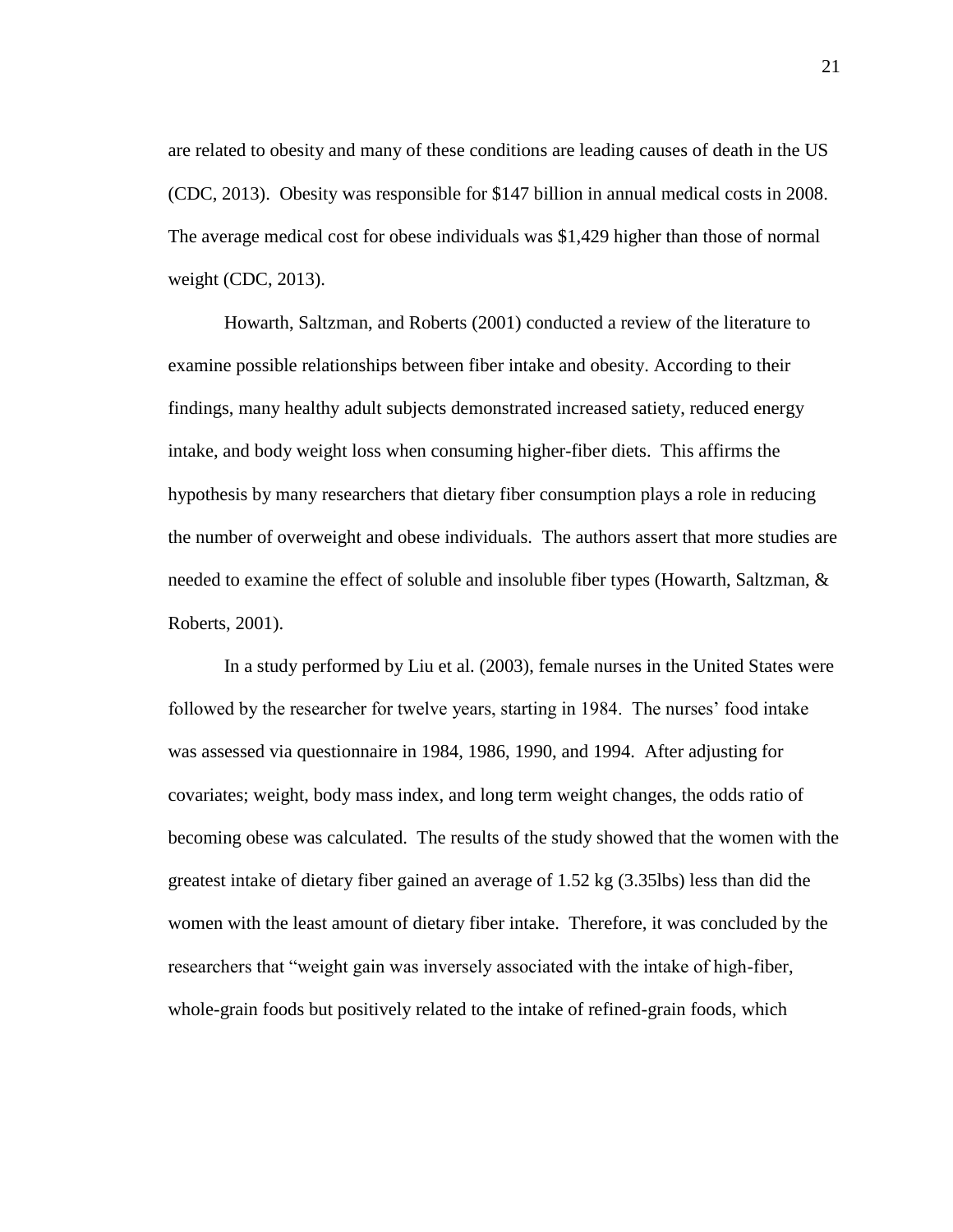are related to obesity and many of these conditions are leading causes of death in the US (CDC, 2013). Obesity was responsible for $147 billion in annual medical costs in 2008. The average medical cost for obese individuals was $1,429 higher than those of normal weight (CDC, 2013).

Howarth, Saltzman, and Roberts (2001) conducted a review of the literature to examine possible relationships between fiber intake and obesity. According to their findings, many healthy adult subjects demonstrated increased satiety, reduced energy intake, and body weight loss when consuming higher-fiber diets. This affirms the hypothesis by many researchers that dietary fiber consumption plays a role in reducing the number of overweight and obese individuals. The authors assert that more studies are needed to examine the effect of soluble and insoluble fiber types (Howarth, Saltzman, & Roberts, 2001).

In a study performed by Liu et al. (2003), female nurses in the United States were followed by the researcher for twelve years, starting in 1984. The nurses' food intake was assessed via questionnaire in 1984, 1986, 1990, and 1994. After adjusting for covariates; weight, body mass index, and long term weight changes, the odds ratio of becoming obese was calculated. The results of the study showed that the women with the greatest intake of dietary fiber gained an average of 1.52 kg (3.35lbs) less than did the women with the least amount of dietary fiber intake. Therefore, it was concluded by the researchers that "weight gain was inversely associated with the intake of high-fiber, whole-grain foods but positively related to the intake of refined-grain foods, which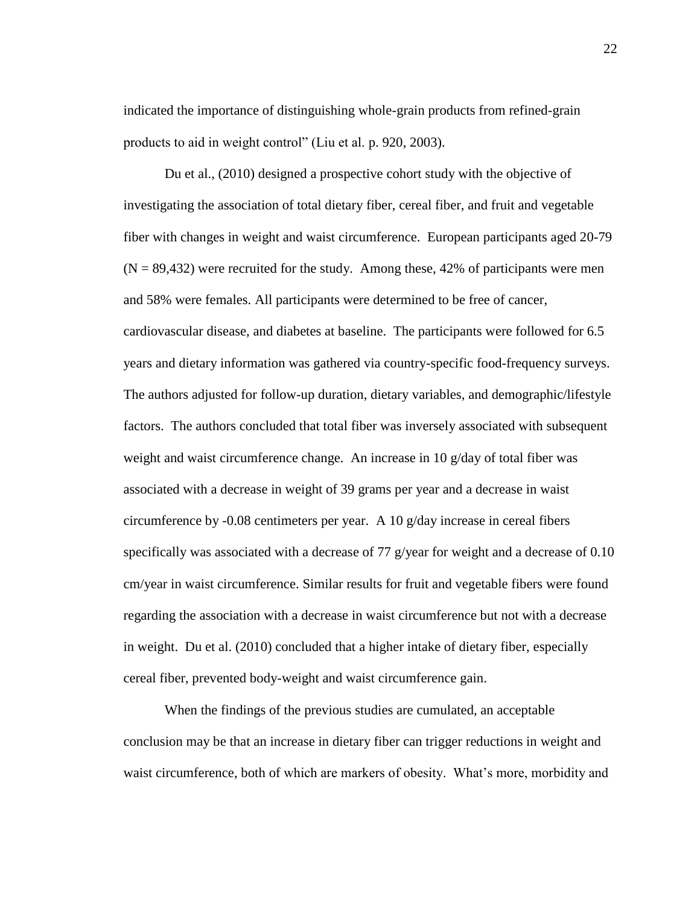indicated the importance of distinguishing whole-grain products from refined-grain products to aid in weight control" (Liu et al. p. 920, 2003).

Du et al., (2010) designed a prospective cohort study with the objective of investigating the association of total dietary fiber, cereal fiber, and fruit and vegetable fiber with changes in weight and waist circumference. European participants aged 20-79 (N = 89,432) were recruited for the study. Among these, 42% of participants were men and 58% were females. All participants were determined to be free of cancer, cardiovascular disease, and diabetes at baseline. The participants were followed for 6.5 years and dietary information was gathered via country-specific food-frequency surveys. The authors adjusted for follow-up duration, dietary variables, and demographic/lifestyle factors. The authors concluded that total fiber was inversely associated with subsequent weight and waist circumference change. An increase in 10 g/day of total fiber was associated with a decrease in weight of 39 grams per year and a decrease in waist circumference by -0.08 centimeters per year. A 10 g/day increase in cereal fibers specifically was associated with a decrease of 77 g/year for weight and a decrease of 0.10 cm/year in waist circumference. Similar results for fruit and vegetable fibers were found regarding the association with a decrease in waist circumference but not with a decrease in weight. Du et al. (2010) concluded that a higher intake of dietary fiber, especially cereal fiber, prevented body-weight and waist circumference gain.

When the findings of the previous studies are cumulated, an acceptable conclusion may be that an increase in dietary fiber can trigger reductions in weight and waist circumference, both of which are markers of obesity. What's more, morbidity and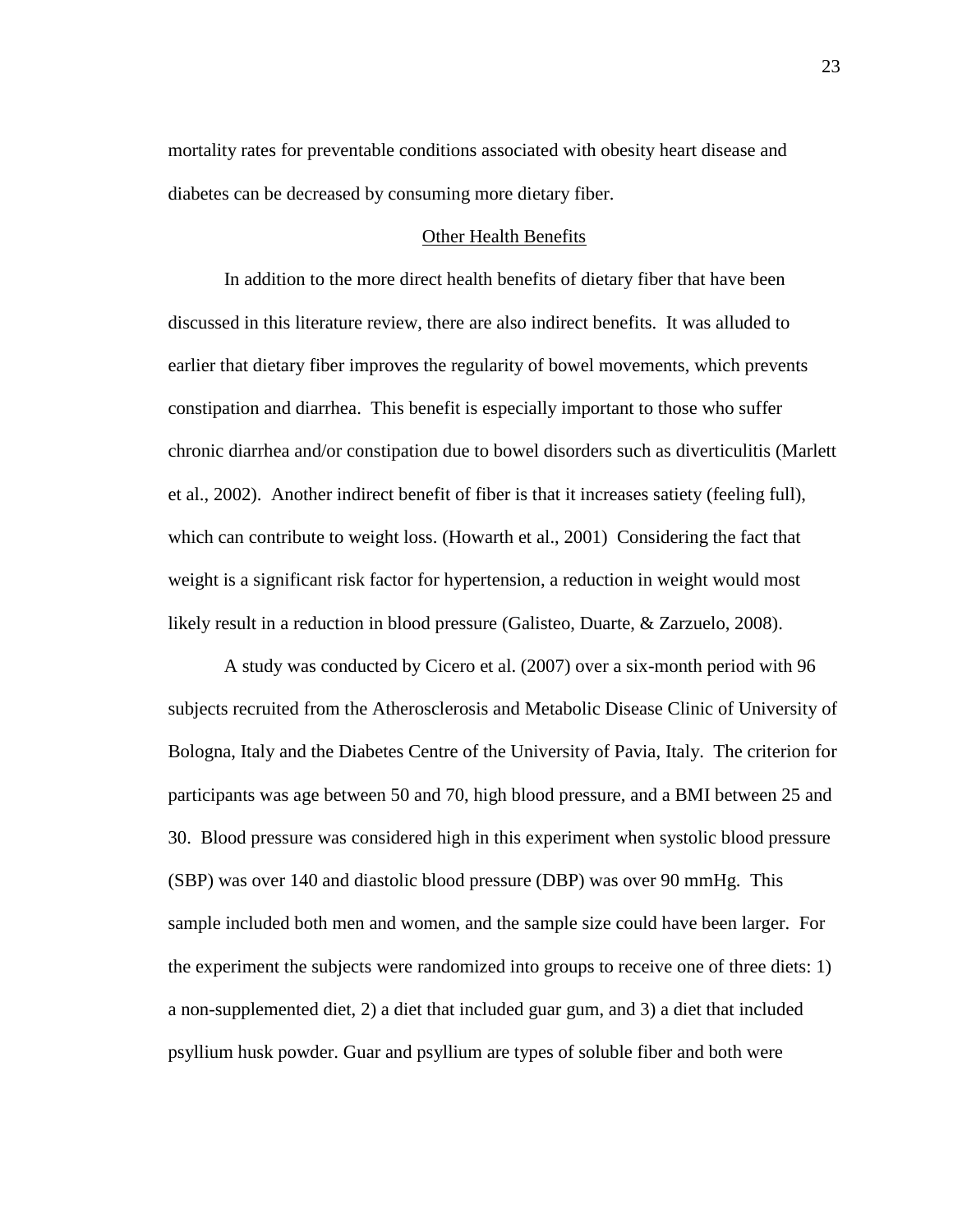mortality rates for preventable conditions associated with obesity heart disease and diabetes can be decreased by consuming more dietary fiber.

## Other Health Benefits

In addition to the more direct health benefits of dietary fiber that have been discussed in this literature review, there are also indirect benefits. It was alluded to earlier that dietary fiber improves the regularity of bowel movements, which prevents constipation and diarrhea. This benefit is especially important to those who suffer chronic diarrhea and/or constipation due to bowel disorders such as diverticulitis (Marlett et al., 2002). Another indirect benefit of fiber is that it increases satiety (feeling full), which can contribute to weight loss. (Howarth et al., 2001) Considering the fact that weight is a significant risk factor for hypertension, a reduction in weight would most likely result in a reduction in blood pressure (Galisteo, Duarte, & Zarzuelo, 2008).

A study was conducted by Cicero et al. (2007) over a six-month period with 96 subjects recruited from the Atherosclerosis and Metabolic Disease Clinic of University of Bologna, Italy and the Diabetes Centre of the University of Pavia, Italy. The criterion for participants was age between 50 and 70, high blood pressure, and a BMI between 25 and 30. Blood pressure was considered high in this experiment when systolic blood pressure (SBP) was over 140 and diastolic blood pressure (DBP) was over 90 mmHg. This sample included both men and women, and the sample size could have been larger. For the experiment the subjects were randomized into groups to receive one of three diets: 1) a non-supplemented diet, 2) a diet that included guar gum, and 3) a diet that included psyllium husk powder. Guar and psyllium are types of soluble fiber and both were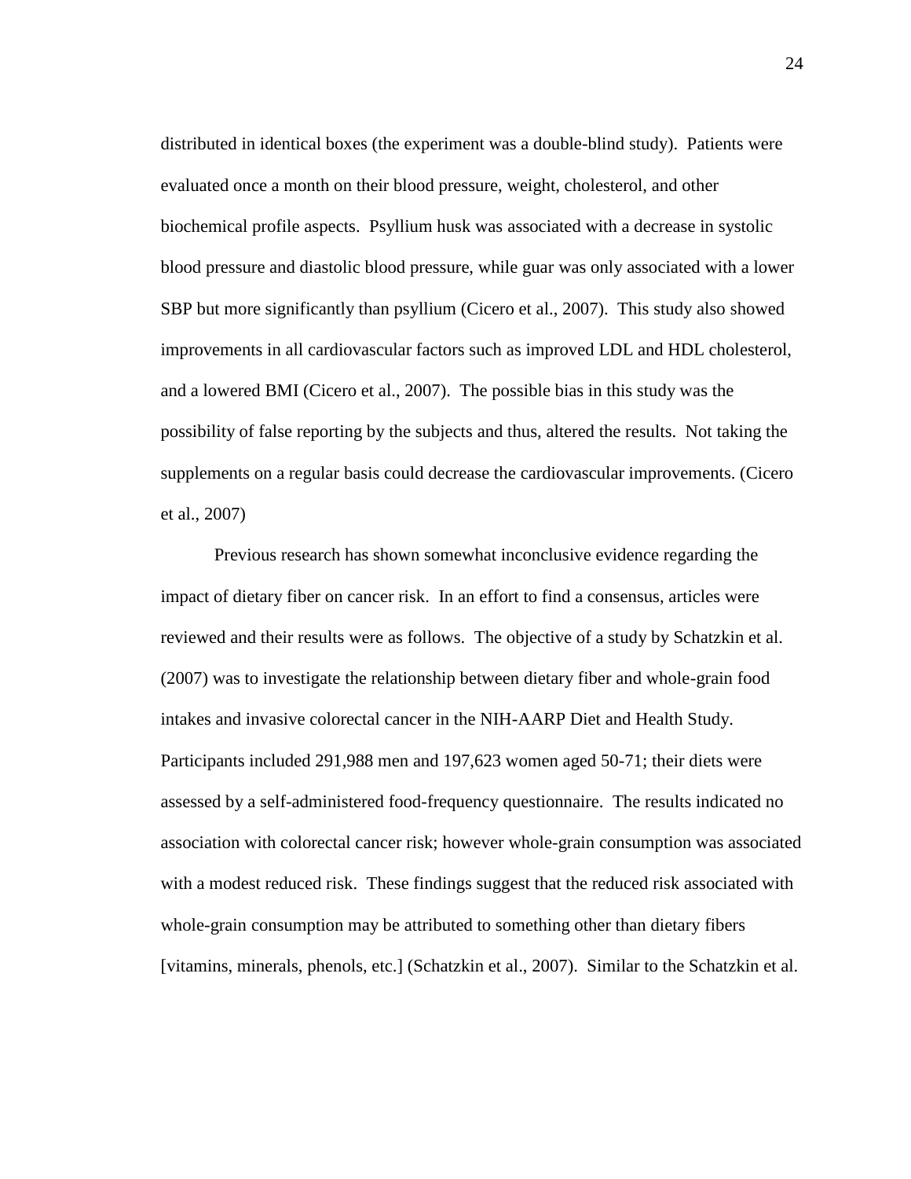distributed in identical boxes (the experiment was a double-blind study). Patients were evaluated once a month on their blood pressure, weight, cholesterol, and other biochemical profile aspects. Psyllium husk was associated with a decrease in systolic blood pressure and diastolic blood pressure, while guar was only associated with a lower SBP but more significantly than psyllium (Cicero et al., 2007). This study also showed improvements in all cardiovascular factors such as improved LDL and HDL cholesterol, and a lowered BMI (Cicero et al., 2007). The possible bias in this study was the possibility of false reporting by the subjects and thus, altered the results. Not taking the supplements on a regular basis could decrease the cardiovascular improvements. (Cicero et al., 2007)

Previous research has shown somewhat inconclusive evidence regarding the impact of dietary fiber on cancer risk. In an effort to find a consensus, articles were reviewed and their results were as follows. The objective of a study by Schatzkin et al. (2007) was to investigate the relationship between dietary fiber and whole-grain food intakes and invasive colorectal cancer in the NIH-AARP Diet and Health Study. Participants included 291,988 men and 197,623 women aged 50-71; their diets were assessed by a self-administered food-frequency questionnaire. The results indicated no association with colorectal cancer risk; however whole-grain consumption was associated with a modest reduced risk. These findings suggest that the reduced risk associated with whole-grain consumption may be attributed to something other than dietary fibers [vitamins, minerals, phenols, etc.] (Schatzkin et al., 2007). Similar to the Schatzkin et al.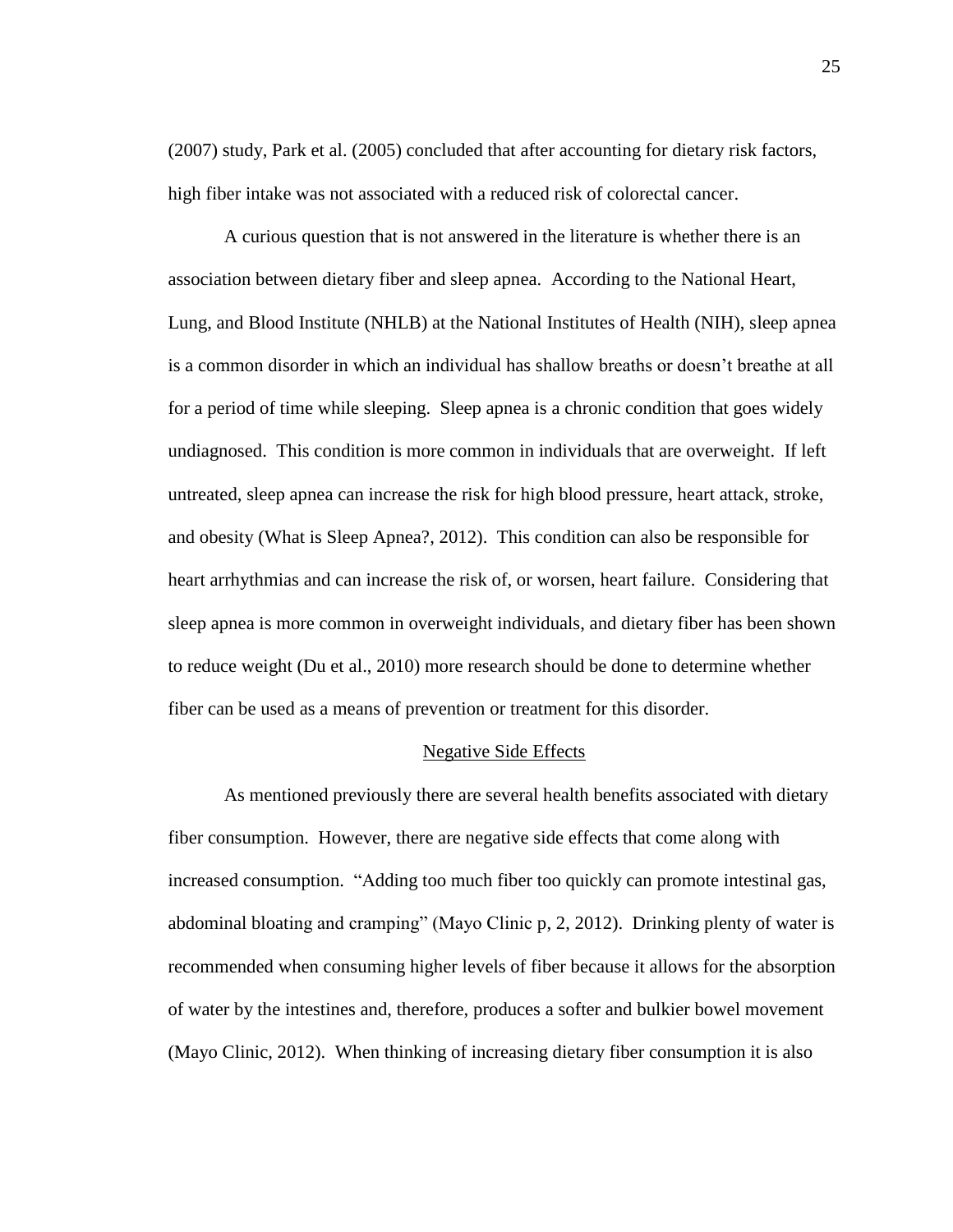(2007) study, Park et al. (2005) concluded that after accounting for dietary risk factors, high fiber intake was not associated with a reduced risk of colorectal cancer.

A curious question that is not answered in the literature is whether there is an association between dietary fiber and sleep apnea. According to the National Heart, Lung, and Blood Institute (NHLB) at the National Institutes of Health (NIH), sleep apnea is a common disorder in which an individual has shallow breaths or doesn't breathe at all for a period of time while sleeping. Sleep apnea is a chronic condition that goes widely undiagnosed. This condition is more common in individuals that are overweight. If left untreated, sleep apnea can increase the risk for high blood pressure, heart attack, stroke, and obesity (What is Sleep Apnea?, 2012). This condition can also be responsible for heart arrhythmias and can increase the risk of, or worsen, heart failure. Considering that sleep apnea is more common in overweight individuals, and dietary fiber has been shown to reduce weight (Du et al., 2010) more research should be done to determine whether fiber can be used as a means of prevention or treatment for this disorder.

## Negative Side Effects

As mentioned previously there are several health benefits associated with dietary fiber consumption. However, there are negative side effects that come along with increased consumption. "Adding too much fiber too quickly can promote intestinal gas, abdominal bloating and cramping" (Mayo Clinic p, 2, 2012). Drinking plenty of water is recommended when consuming higher levels of fiber because it allows for the absorption of water by the intestines and, therefore, produces a softer and bulkier bowel movement (Mayo Clinic, 2012). When thinking of increasing dietary fiber consumption it is also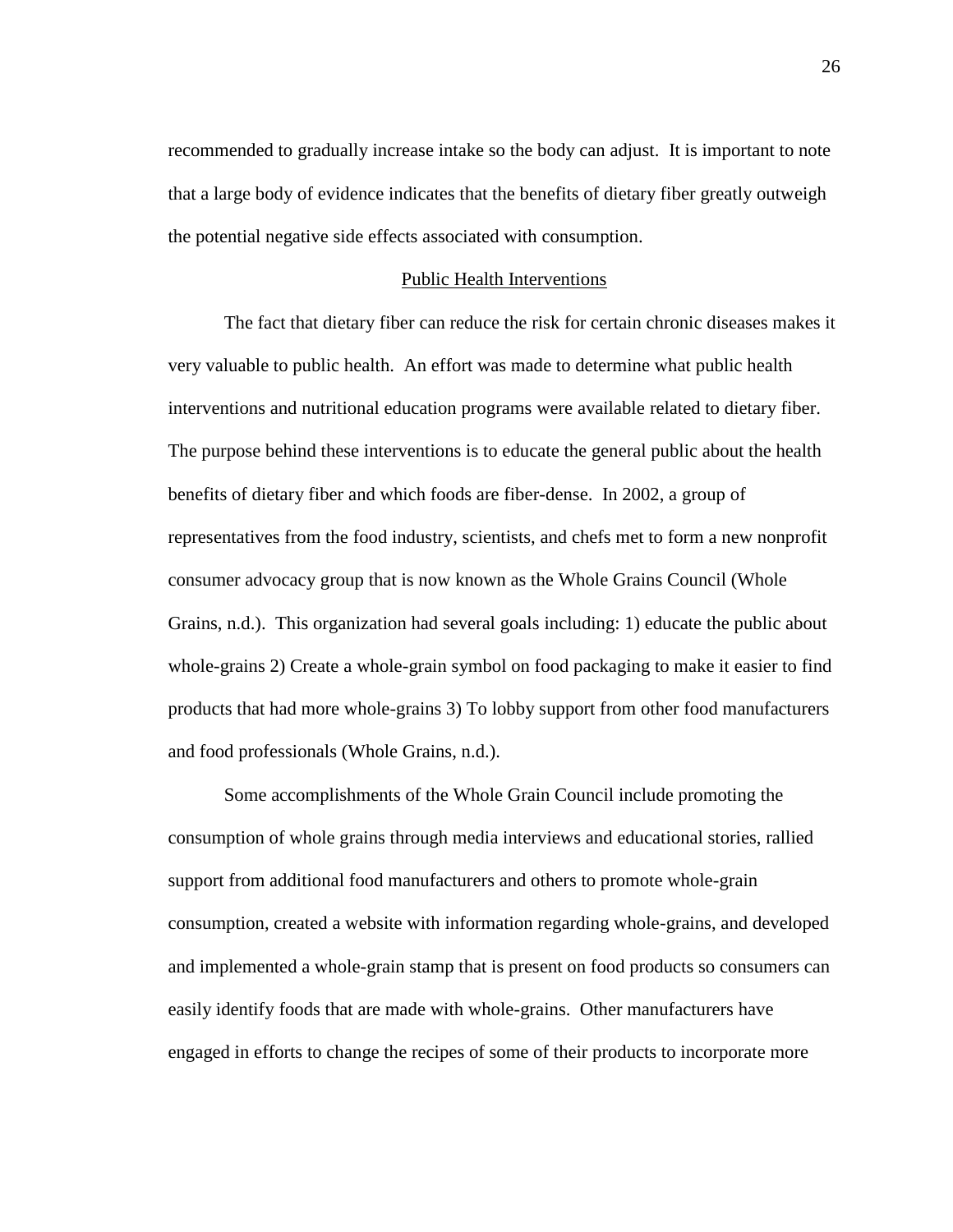recommended to gradually increase intake so the body can adjust. It is important to note that a large body of evidence indicates that the benefits of dietary fiber greatly outweigh the potential negative side effects associated with consumption.

## Public Health Interventions

The fact that dietary fiber can reduce the risk for certain chronic diseases makes it very valuable to public health. An effort was made to determine what public health interventions and nutritional education programs were available related to dietary fiber. The purpose behind these interventions is to educate the general public about the health benefits of dietary fiber and which foods are fiber-dense. In 2002, a group of representatives from the food industry, scientists, and chefs met to form a new nonprofit consumer advocacy group that is now known as the Whole Grains Council (Whole Grains, n.d.). This organization had several goals including: 1) educate the public about whole-grains 2) Create a whole-grain symbol on food packaging to make it easier to find products that had more whole-grains 3) To lobby support from other food manufacturers and food professionals (Whole Grains, n.d.).

Some accomplishments of the Whole Grain Council include promoting the consumption of whole grains through media interviews and educational stories, rallied support from additional food manufacturers and others to promote whole-grain consumption, created a website with information regarding whole-grains, and developed and implemented a whole-grain stamp that is present on food products so consumers can easily identify foods that are made with whole-grains. Other manufacturers have engaged in efforts to change the recipes of some of their products to incorporate more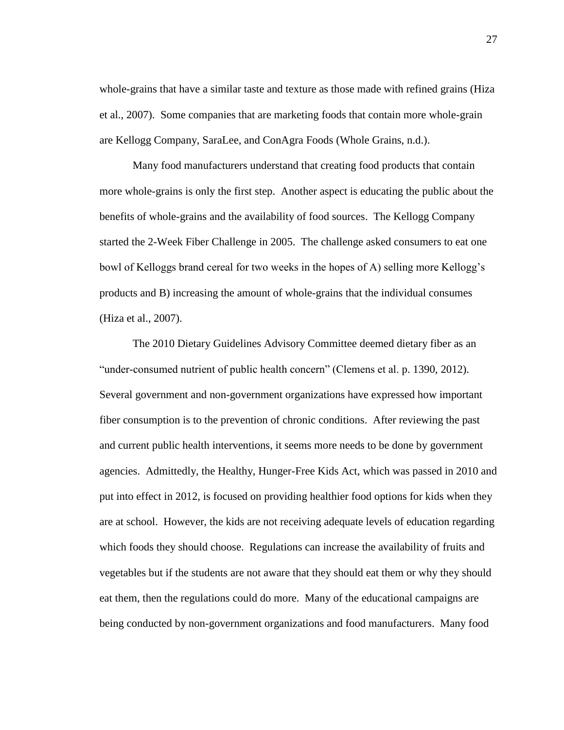whole-grains that have a similar taste and texture as those made with refined grains (Hiza et al., 2007). Some companies that are marketing foods that contain more whole-grain are Kellogg Company, SaraLee, and ConAgra Foods (Whole Grains, n.d.).

Many food manufacturers understand that creating food products that contain more whole-grains is only the first step. Another aspect is educating the public about the benefits of whole-grains and the availability of food sources. The Kellogg Company started the 2-Week Fiber Challenge in 2005. The challenge asked consumers to eat one bowl of Kelloggs brand cereal for two weeks in the hopes of A) selling more Kellogg's products and B) increasing the amount of whole-grains that the individual consumes (Hiza et al., 2007).

The 2010 Dietary Guidelines Advisory Committee deemed dietary fiber as an "under-consumed nutrient of public health concern" (Clemens et al. p. 1390, 2012). Several government and non-government organizations have expressed how important fiber consumption is to the prevention of chronic conditions. After reviewing the past and current public health interventions, it seems more needs to be done by government agencies. Admittedly, the Healthy, Hunger-Free Kids Act, which was passed in 2010 and put into effect in 2012, is focused on providing healthier food options for kids when they are at school. However, the kids are not receiving adequate levels of education regarding which foods they should choose. Regulations can increase the availability of fruits and vegetables but if the students are not aware that they should eat them or why they should eat them, then the regulations could do more. Many of the educational campaigns are being conducted by non-government organizations and food manufacturers. Many food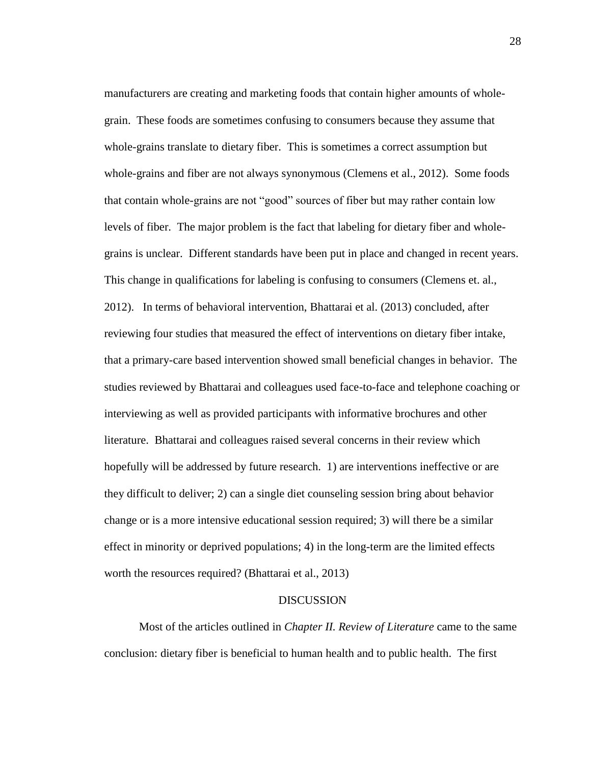manufacturers are creating and marketing foods that contain higher amounts of whole-grain. These foods are sometimes confusing to consumers because they assume that whole-grains translate to dietary fiber. This is sometimes a correct assumption but whole-grains and fiber are not always synonymous (Clemens et al., 2012). Some foods that contain whole-grains are not "good" sources of fiber but may rather contain low levels of fiber. The major problem is the fact that labeling for dietary fiber and whole-grains is unclear. Different standards have been put in place and changed in recent years. This change in qualifications for labeling is confusing to consumers (Clemens et. al., 2012). In terms of behavioral intervention, Bhattarai et al. (2013) concluded, after reviewing four studies that measured the effect of interventions on dietary fiber intake, that a primary-care based intervention showed small beneficial changes in behavior. The studies reviewed by Bhattarai and colleagues used face-to-face and telephone coaching or interviewing as well as provided participants with informative brochures and other literature. Bhattarai and colleagues raised several concerns in their review which hopefully will be addressed by future research. 1) are interventions ineffective or are they difficult to deliver; 2) can a single diet counseling session bring about behavior change or is a more intensive educational session required; 3) will there be a similar effect in minority or deprived populations; 4) in the long-term are the limited effects worth the resources required? (Bhattarai et al., 2013)

## DISCUSSION

Most of the articles outlined in *Chapter II. Review of Literature* came to the same conclusion: dietary fiber is beneficial to human health and to public health. The first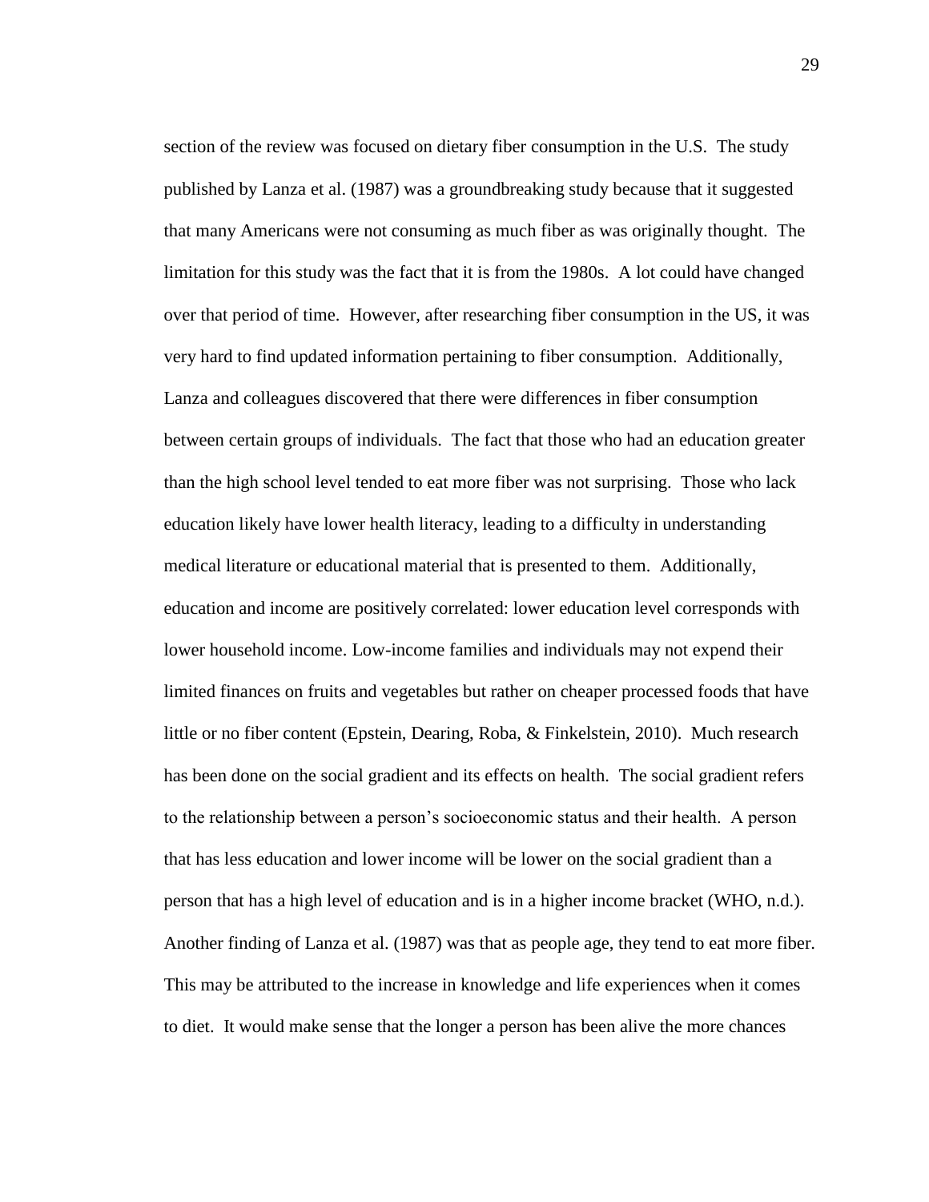section of the review was focused on dietary fiber consumption in the U.S. The study published by Lanza et al. (1987) was a groundbreaking study because that it suggested that many Americans were not consuming as much fiber as was originally thought. The limitation for this study was the fact that it is from the 1980s. A lot could have changed over that period of time. However, after researching fiber consumption in the US, it was very hard to find updated information pertaining to fiber consumption. Additionally, Lanza and colleagues discovered that there were differences in fiber consumption between certain groups of individuals. The fact that those who had an education greater than the high school level tended to eat more fiber was not surprising. Those who lack education likely have lower health literacy, leading to a difficulty in understanding medical literature or educational material that is presented to them. Additionally, education and income are positively correlated: lower education level corresponds with lower household income. Low-income families and individuals may not expend their limited finances on fruits and vegetables but rather on cheaper processed foods that have little or no fiber content (Epstein, Dearing, Roba, & Finkelstein, 2010). Much research has been done on the social gradient and its effects on health. The social gradient refers to the relationship between a person's socioeconomic status and their health. A person that has less education and lower income will be lower on the social gradient than a person that has a high level of education and is in a higher income bracket (WHO, n.d.). Another finding of Lanza et al. (1987) was that as people age, they tend to eat more fiber. This may be attributed to the increase in knowledge and life experiences when it comes to diet. It would make sense that the longer a person has been alive the more chances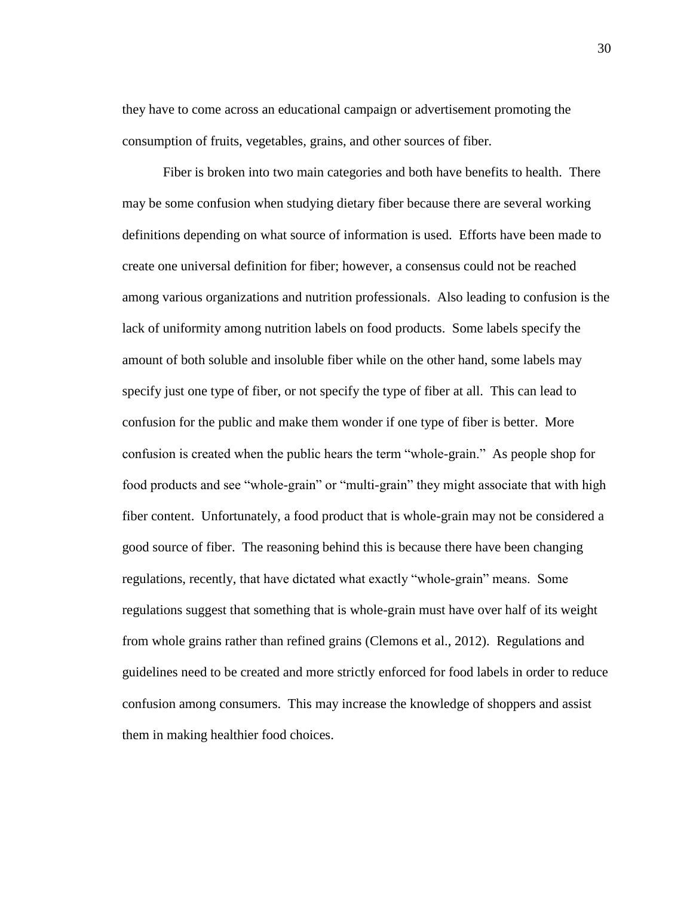they have to come across an educational campaign or advertisement promoting the consumption of fruits, vegetables, grains, and other sources of fiber.

Fiber is broken into two main categories and both have benefits to health. There may be some confusion when studying dietary fiber because there are several working definitions depending on what source of information is used. Efforts have been made to create one universal definition for fiber; however, a consensus could not be reached among various organizations and nutrition professionals. Also leading to confusion is the lack of uniformity among nutrition labels on food products. Some labels specify the amount of both soluble and insoluble fiber while on the other hand, some labels may specify just one type of fiber, or not specify the type of fiber at all. This can lead to confusion for the public and make them wonder if one type of fiber is better. More confusion is created when the public hears the term "whole-grain." As people shop for food products and see "whole-grain" or "multi-grain" they might associate that with high fiber content. Unfortunately, a food product that is whole-grain may not be considered a good source of fiber. The reasoning behind this is because there have been changing regulations, recently, that have dictated what exactly "whole-grain" means. Some regulations suggest that something that is whole-grain must have over half of its weight from whole grains rather than refined grains (Clemons et al., 2012). Regulations and guidelines need to be created and more strictly enforced for food labels in order to reduce confusion among consumers. This may increase the knowledge of shoppers and assist them in making healthier food choices.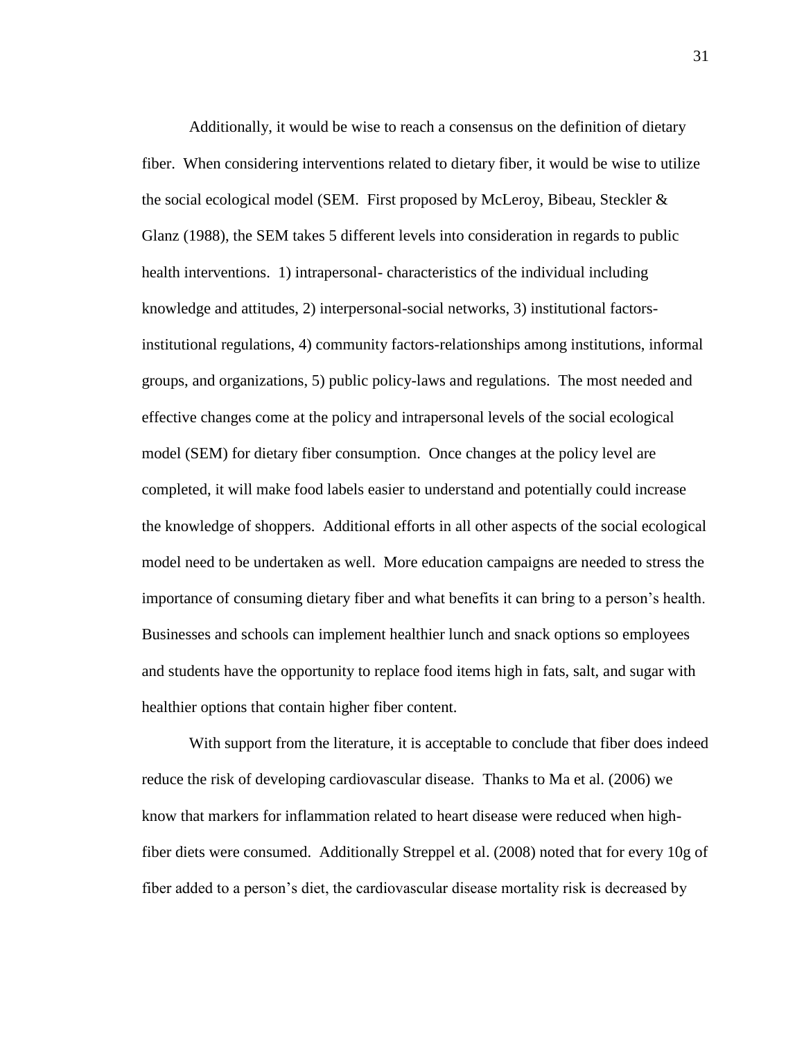Additionally, it would be wise to reach a consensus on the definition of dietary fiber. When considering interventions related to dietary fiber, it would be wise to utilize the social ecological model (SEM. First proposed by McLeroy, Bibeau, Steckler & Glanz (1988), the SEM takes 5 different levels into consideration in regards to public health interventions. 1) intrapersonal- characteristics of the individual including knowledge and attitudes, 2) interpersonal-social networks, 3) institutional factors-institutional regulations, 4) community factors-relationships among institutions, informal groups, and organizations, 5) public policy-laws and regulations. The most needed and effective changes come at the policy and intrapersonal levels of the social ecological model (SEM) for dietary fiber consumption. Once changes at the policy level are completed, it will make food labels easier to understand and potentially could increase the knowledge of shoppers. Additional efforts in all other aspects of the social ecological model need to be undertaken as well. More education campaigns are needed to stress the importance of consuming dietary fiber and what benefits it can bring to a person's health. Businesses and schools can implement healthier lunch and snack options so employees and students have the opportunity to replace food items high in fats, salt, and sugar with healthier options that contain higher fiber content.

With support from the literature, it is acceptable to conclude that fiber does indeed reduce the risk of developing cardiovascular disease. Thanks to Ma et al. (2006) we know that markers for inflammation related to heart disease were reduced when high-fiber diets were consumed. Additionally Streppel et al. (2008) noted that for every 10g of fiber added to a person's diet, the cardiovascular disease mortality risk is decreased by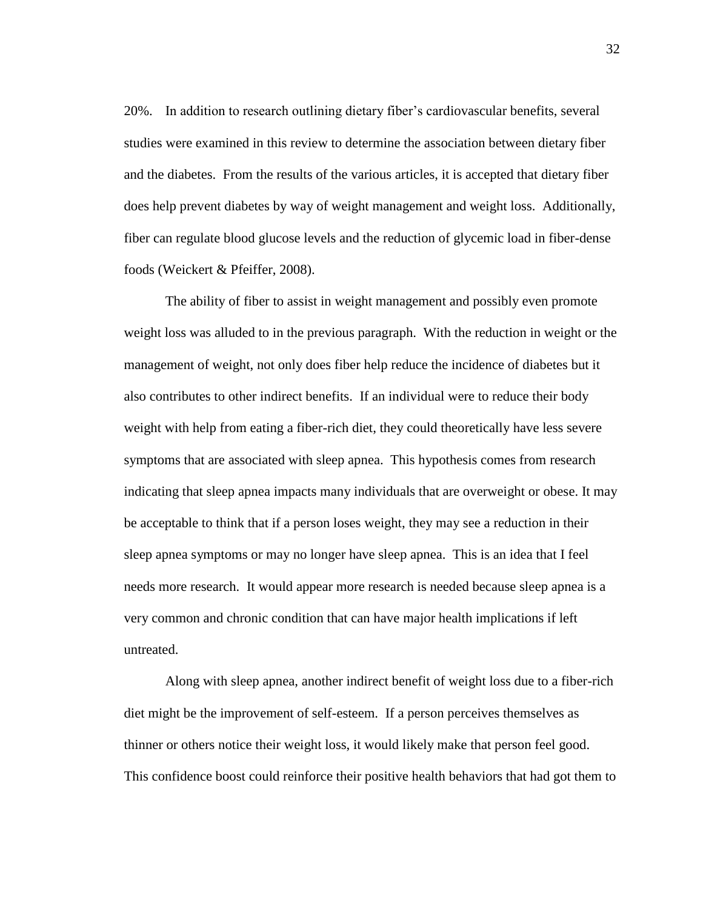20%. In addition to research outlining dietary fiber's cardiovascular benefits, several studies were examined in this review to determine the association between dietary fiber and the diabetes. From the results of the various articles, it is accepted that dietary fiber does help prevent diabetes by way of weight management and weight loss. Additionally, fiber can regulate blood glucose levels and the reduction of glycemic load in fiber-dense foods (Weickert & Pfeiffer, 2008).

The ability of fiber to assist in weight management and possibly even promote weight loss was alluded to in the previous paragraph. With the reduction in weight or the management of weight, not only does fiber help reduce the incidence of diabetes but it also contributes to other indirect benefits. If an individual were to reduce their body weight with help from eating a fiber-rich diet, they could theoretically have less severe symptoms that are associated with sleep apnea. This hypothesis comes from research indicating that sleep apnea impacts many individuals that are overweight or obese. It may be acceptable to think that if a person loses weight, they may see a reduction in their sleep apnea symptoms or may no longer have sleep apnea. This is an idea that I feel needs more research. It would appear more research is needed because sleep apnea is a very common and chronic condition that can have major health implications if left untreated.

Along with sleep apnea, another indirect benefit of weight loss due to a fiber-rich diet might be the improvement of self-esteem. If a person perceives themselves as thinner or others notice their weight loss, it would likely make that person feel good. This confidence boost could reinforce their positive health behaviors that had got them to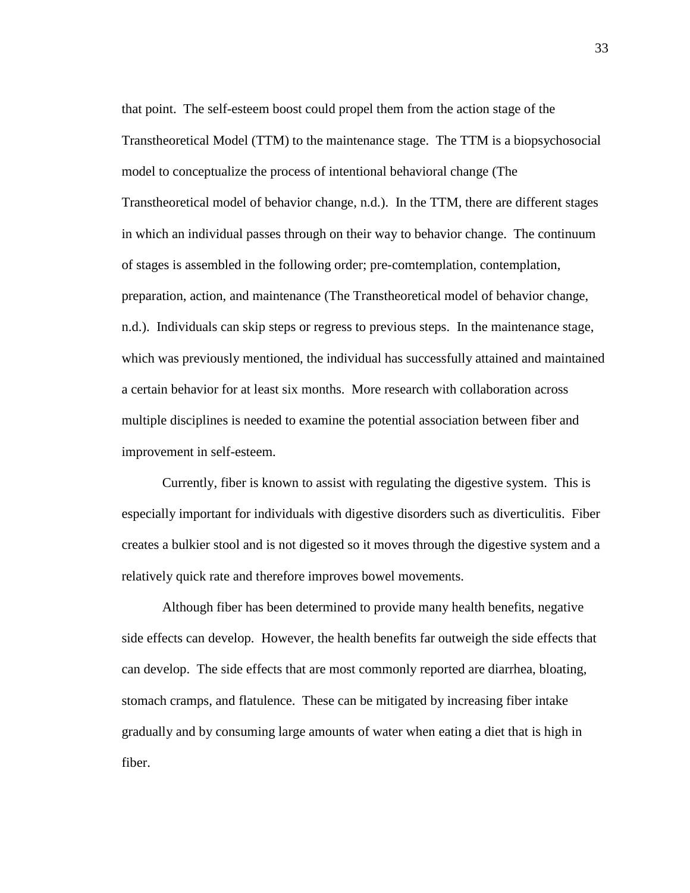that point. The self-esteem boost could propel them from the action stage of the Transtheoretical Model (TTM) to the maintenance stage. The TTM is a biopsychosocial model to conceptualize the process of intentional behavioral change (The Transtheoretical model of behavior change, n.d.). In the TTM, there are different stages in which an individual passes through on their way to behavior change. The continuum of stages is assembled in the following order; pre-comtemplation, contemplation, preparation, action, and maintenance (The Transtheoretical model of behavior change, n.d.). Individuals can skip steps or regress to previous steps. In the maintenance stage, which was previously mentioned, the individual has successfully attained and maintained a certain behavior for at least six months. More research with collaboration across multiple disciplines is needed to examine the potential association between fiber and improvement in self-esteem.

Currently, fiber is known to assist with regulating the digestive system. This is especially important for individuals with digestive disorders such as diverticulitis. Fiber creates a bulkier stool and is not digested so it moves through the digestive system and a relatively quick rate and therefore improves bowel movements.

Although fiber has been determined to provide many health benefits, negative side effects can develop. However, the health benefits far outweigh the side effects that can develop. The side effects that are most commonly reported are diarrhea, bloating, stomach cramps, and flatulence. These can be mitigated by increasing fiber intake gradually and by consuming large amounts of water when eating a diet that is high in fiber.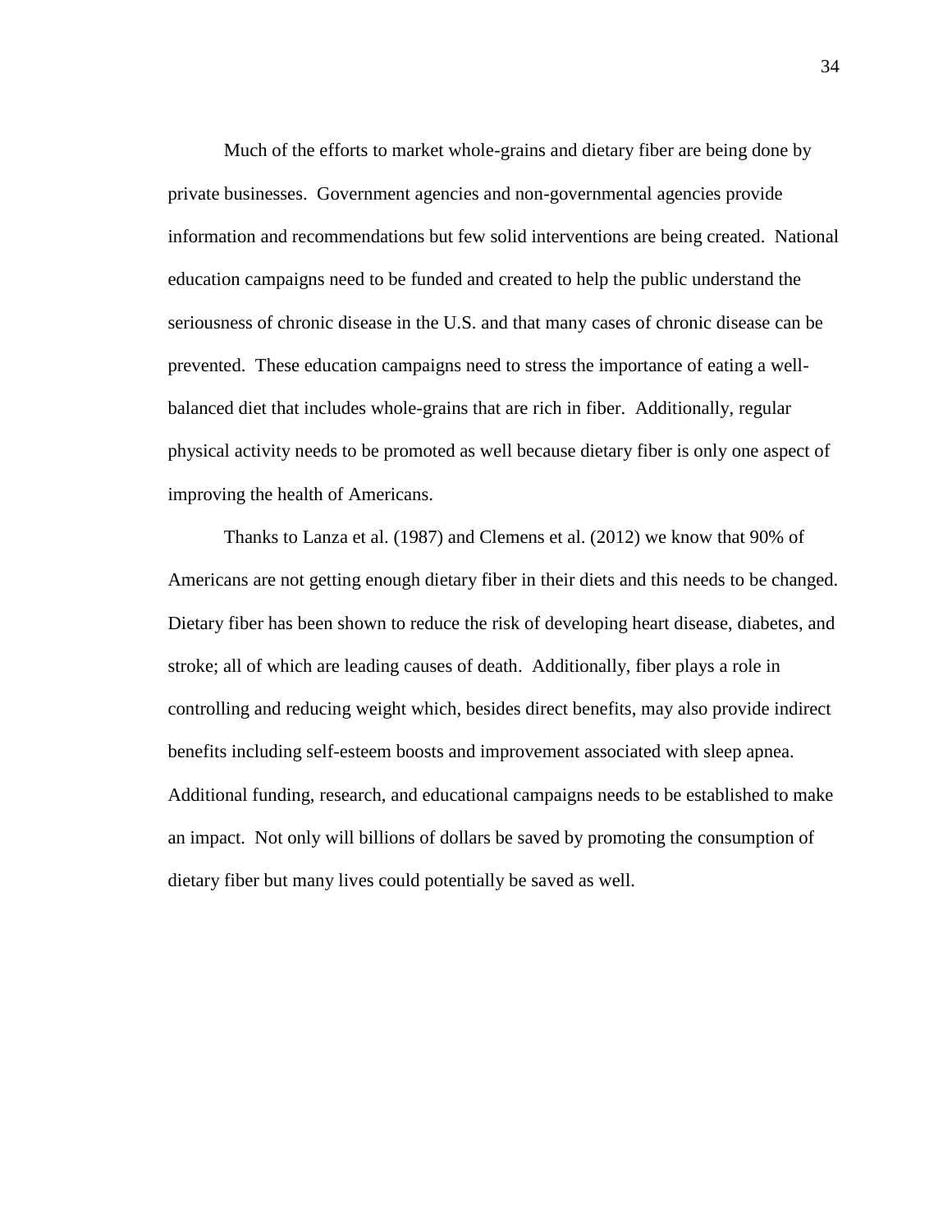Much of the efforts to market whole-grains and dietary fiber are being done by private businesses. Government agencies and non-governmental agencies provide information and recommendations but few solid interventions are being created. National education campaigns need to be funded and created to help the public understand the seriousness of chronic disease in the U.S. and that many cases of chronic disease can be prevented. These education campaigns need to stress the importance of eating a well-balanced diet that includes whole-grains that are rich in fiber. Additionally, regular physical activity needs to be promoted as well because dietary fiber is only one aspect of improving the health of Americans.

Thanks to Lanza et al. (1987) and Clemens et al. (2012) we know that 90% of Americans are not getting enough dietary fiber in their diets and this needs to be changed. Dietary fiber has been shown to reduce the risk of developing heart disease, diabetes, and stroke; all of which are leading causes of death. Additionally, fiber plays a role in controlling and reducing weight which, besides direct benefits, may also provide indirect benefits including self-esteem boosts and improvement associated with sleep apnea. Additional funding, research, and educational campaigns needs to be established to make an impact. Not only will billions of dollars be saved by promoting the consumption of dietary fiber but many lives could potentially be saved as well.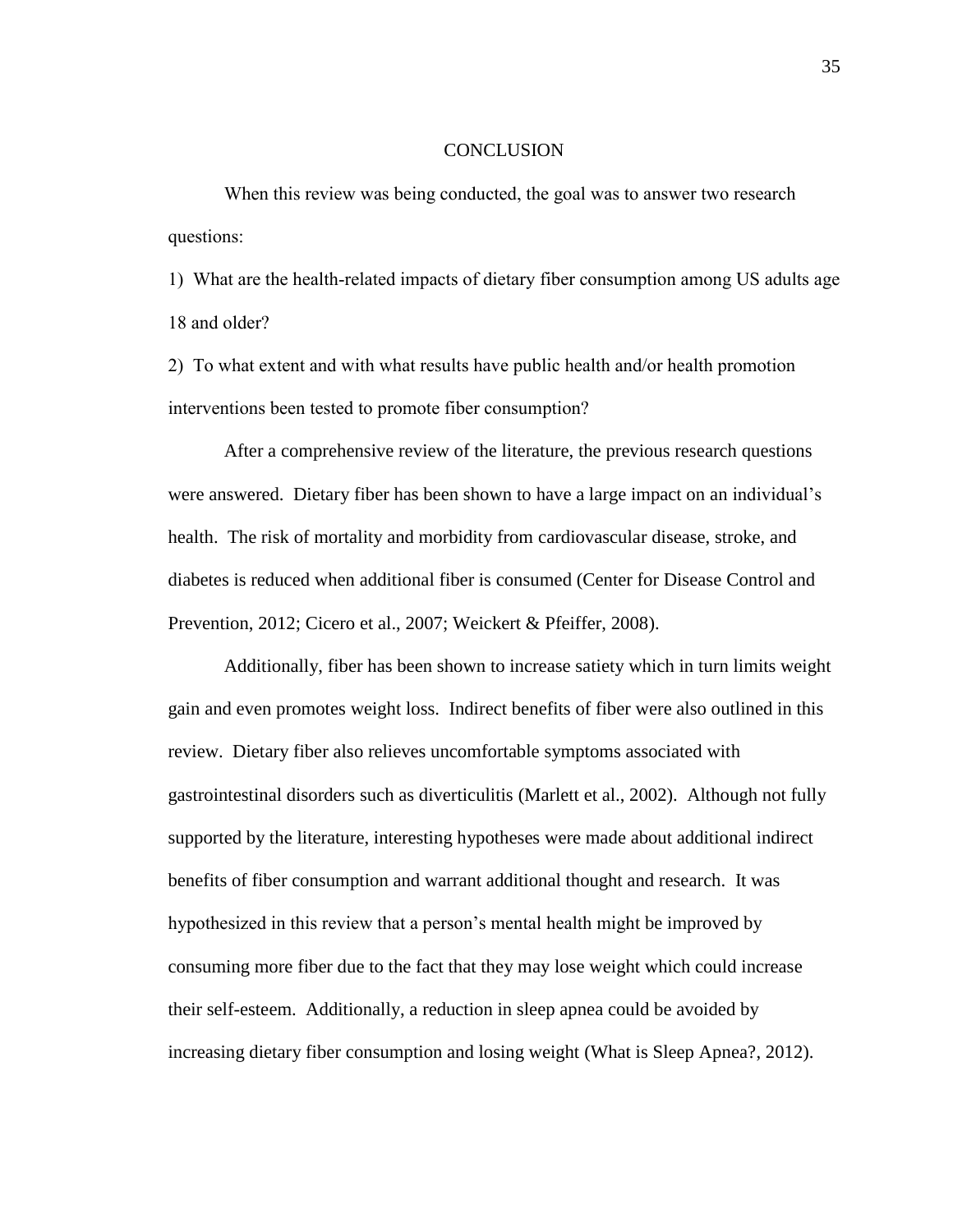# CONCLUSION

When this review was being conducted, the goal was to answer two research questions:

1) What are the health-related impacts of dietary fiber consumption among US adults age 18 and older?

2) To what extent and with what results have public health and/or health promotion interventions been tested to promote fiber consumption?

After a comprehensive review of the literature, the previous research questions were answered. Dietary fiber has been shown to have a large impact on an individual's health. The risk of mortality and morbidity from cardiovascular disease, stroke, and diabetes is reduced when additional fiber is consumed (Center for Disease Control and Prevention, 2012; Cicero et al., 2007; Weickert & Pfeiffer, 2008).

Additionally, fiber has been shown to increase satiety which in turn limits weight gain and even promotes weight loss. Indirect benefits of fiber were also outlined in this review. Dietary fiber also relieves uncomfortable symptoms associated with gastrointestinal disorders such as diverticulitis (Marlett et al., 2002). Although not fully supported by the literature, interesting hypotheses were made about additional indirect benefits of fiber consumption and warrant additional thought and research. It was hypothesized in this review that a person's mental health might be improved by consuming more fiber due to the fact that they may lose weight which could increase their self-esteem. Additionally, a reduction in sleep apnea could be avoided by increasing dietary fiber consumption and losing weight (What is Sleep Apnea?, 2012).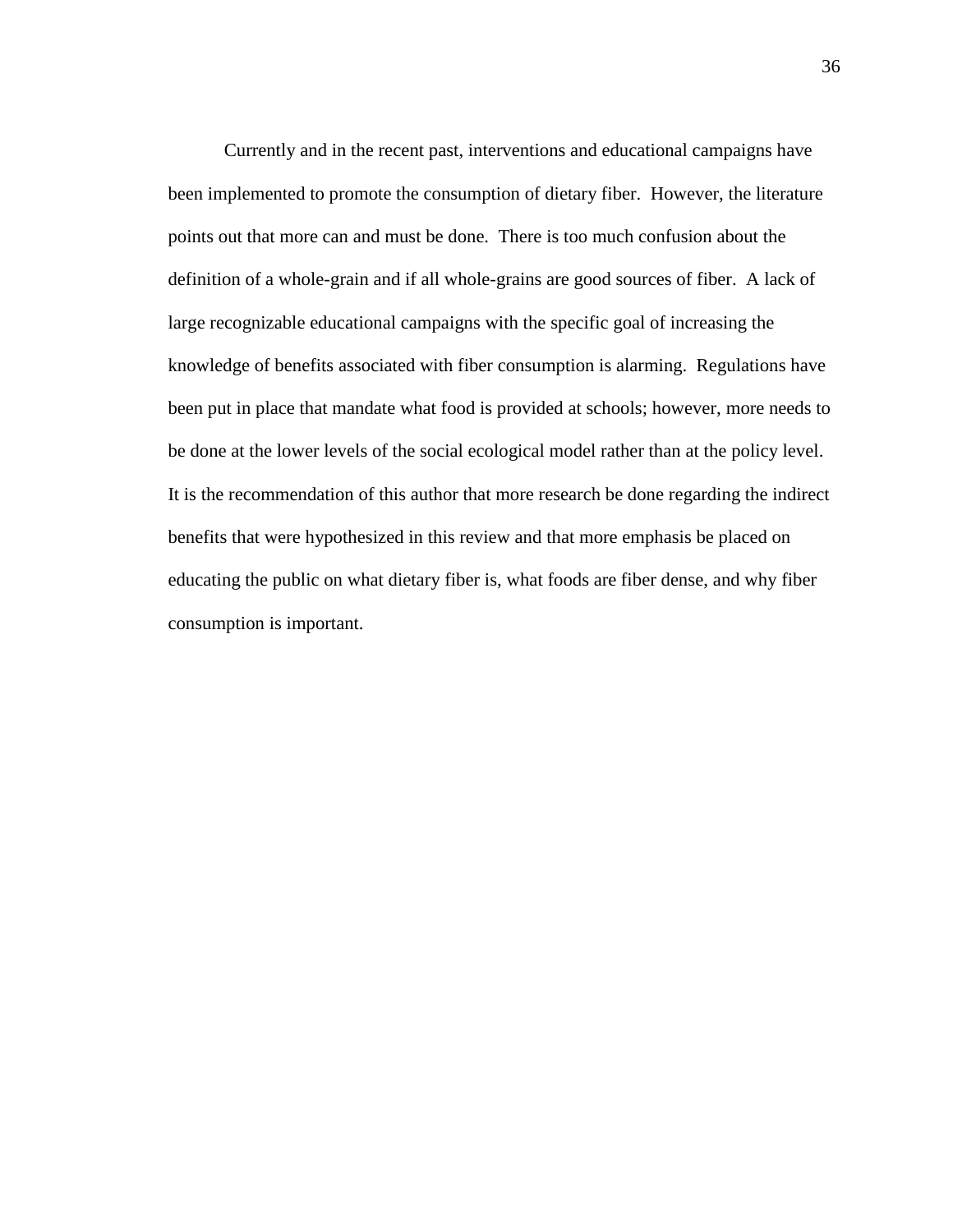Currently and in the recent past, interventions and educational campaigns have been implemented to promote the consumption of dietary fiber.  However, the literature points out that more can and must be done.  There is too much confusion about the definition of a whole-grain and if all whole-grains are good sources of fiber.  A lack of large recognizable educational campaigns with the specific goal of increasing the knowledge of benefits associated with fiber consumption is alarming.  Regulations have been put in place that mandate what food is provided at schools; however, more needs to be done at the lower levels of the social ecological model rather than at the policy level.  It is the recommendation of this author that more research be done regarding the indirect benefits that were hypothesized in this review and that more emphasis be placed on educating the public on what dietary fiber is, what foods are fiber dense, and why fiber consumption is important.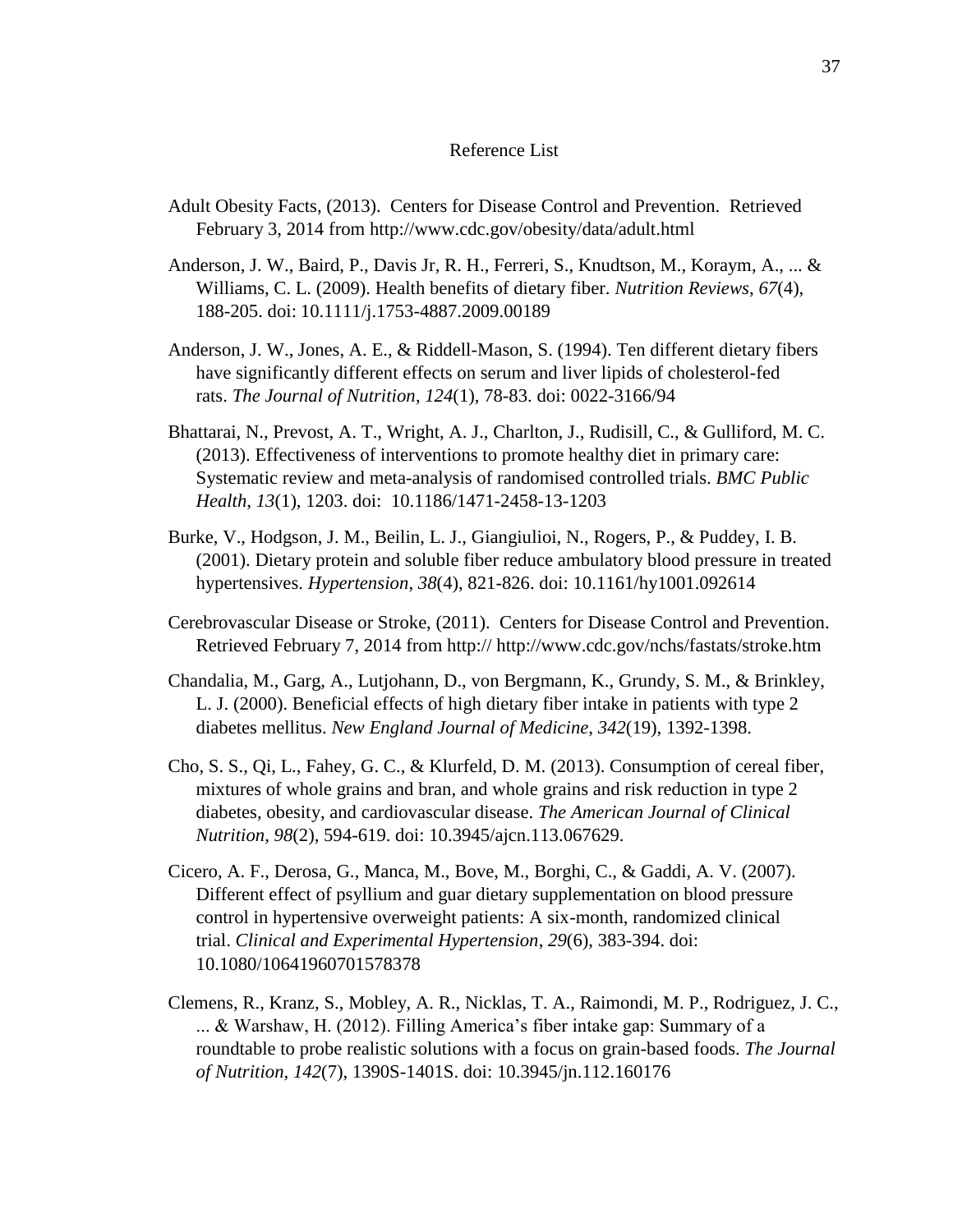# Reference List

Adult Obesity Facts, (2013). Centers for Disease Control and Prevention. Retrieved February 3, 2014 from http://www.cdc.gov/obesity/data/adult.html

Anderson, J. W., Baird, P., Davis Jr, R. H., Ferreri, S., Knudtson, M., Koraym, A., ... & Williams, C. L. (2009). Health benefits of dietary fiber. *Nutrition Reviews*, *67*(4), 188-205. doi: 10.1111/j.1753-4887.2009.00189

Anderson, J. W., Jones, A. E., & Riddell-Mason, S. (1994). Ten different dietary fibers have significantly different effects on serum and liver lipids of cholesterol-fed rats. *The Journal of Nutrition*, *124*(1), 78-83. doi: 0022-3166/94

Bhattarai, N., Prevost, A. T., Wright, A. J., Charlton, J., Rudisill, C., & Gulliford, M. C. (2013). Effectiveness of interventions to promote healthy diet in primary care: Systematic review and meta-analysis of randomised controlled trials. *BMC Public Health*, *13*(1), 1203. doi: 10.1186/1471-2458-13-1203

Burke, V., Hodgson, J. M., Beilin, L. J., Giangiulioi, N., Rogers, P., & Puddey, I. B. (2001). Dietary protein and soluble fiber reduce ambulatory blood pressure in treated hypertensives. *Hypertension*, *38*(4), 821-826. doi: 10.1161/hy1001.092614

Cerebrovascular Disease or Stroke, (2011). Centers for Disease Control and Prevention. Retrieved February 7, 2014 from http:// http://www.cdc.gov/nchs/fastats/stroke.htm

Chandalia, M., Garg, A., Lutjohann, D., von Bergmann, K., Grundy, S. M., & Brinkley, L. J. (2000). Beneficial effects of high dietary fiber intake in patients with type 2 diabetes mellitus. *New England Journal of Medicine*, *342*(19), 1392-1398.

Cho, S. S., Qi, L., Fahey, G. C., & Klurfeld, D. M. (2013). Consumption of cereal fiber, mixtures of whole grains and bran, and whole grains and risk reduction in type 2 diabetes, obesity, and cardiovascular disease. *The American Journal of Clinical Nutrition*, *98*(2), 594-619. doi: 10.3945/ajcn.113.067629.

Cicero, A. F., Derosa, G., Manca, M., Bove, M., Borghi, C., & Gaddi, A. V. (2007). Different effect of psyllium and guar dietary supplementation on blood pressure control in hypertensive overweight patients: A six-month, randomized clinical trial. *Clinical and Experimental Hypertension*, *29*(6), 383-394. doi: 10.1080/10641960701578378

Clemens, R., Kranz, S., Mobley, A. R., Nicklas, T. A., Raimondi, M. P., Rodriguez, J. C., ... & Warshaw, H. (2012). Filling America's fiber intake gap: Summary of a roundtable to probe realistic solutions with a focus on grain-based foods. *The Journal of Nutrition*, *142*(7), 1390S-1401S. doi: 10.3945/jn.112.160176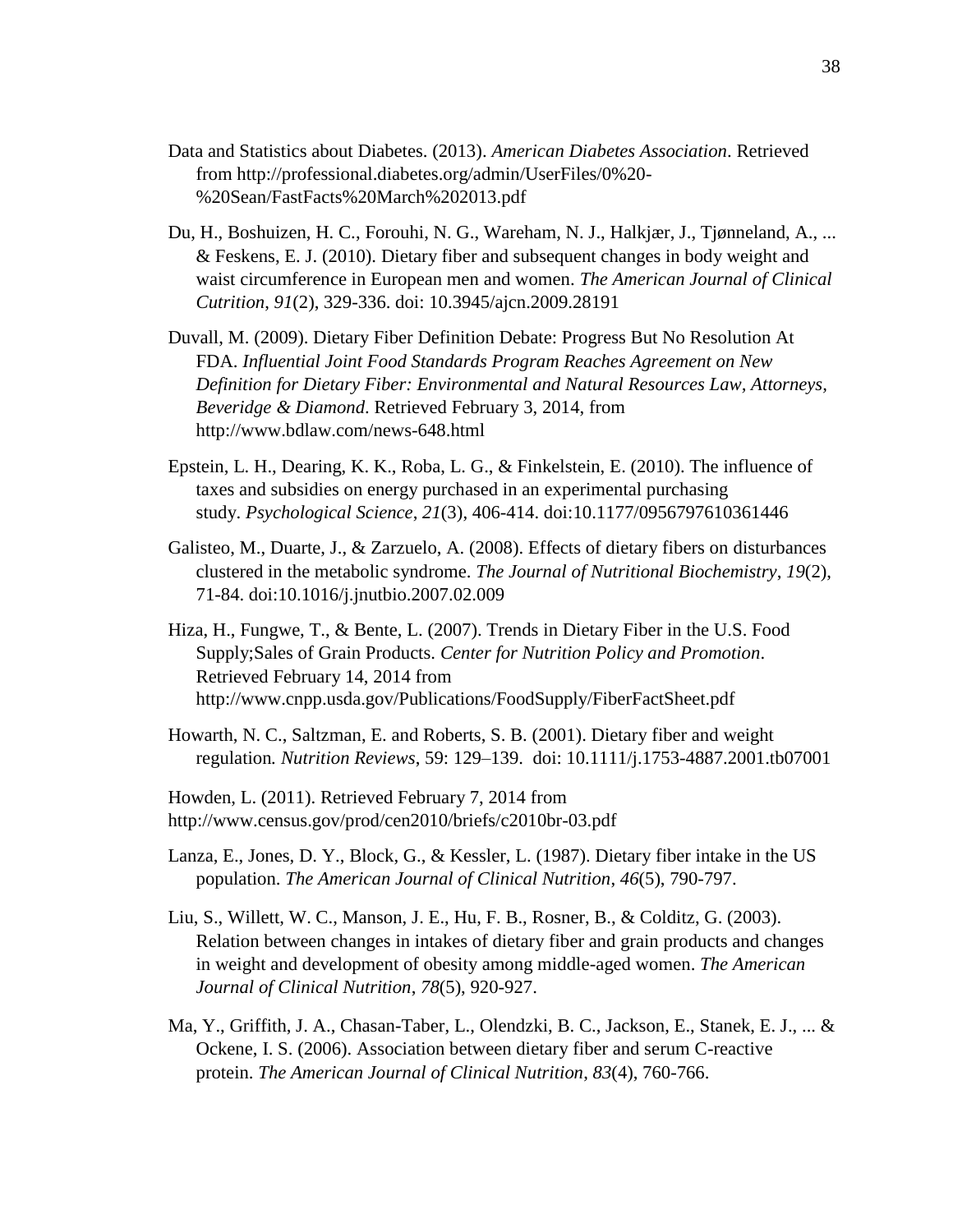Data and Statistics about Diabetes. (2013). *American Diabetes Association*. Retrieved from http://professional.diabetes.org/admin/UserFiles/0%20-%20Sean/FastFacts%20March%202013.pdf

Du, H., Boshuizen, H. C., Forouhi, N. G., Wareham, N. J., Halkjær, J., Tjønneland, A., ... & Feskens, E. J. (2010). Dietary fiber and subsequent changes in body weight and waist circumference in European men and women. *The American Journal of Clinical Cutrition*, *91*(2), 329-336. doi: 10.3945/ajcn.2009.28191

Duvall, M. (2009). Dietary Fiber Definition Debate: Progress But No Resolution At FDA. *Influential Joint Food Standards Program Reaches Agreement on New Definition for Dietary Fiber: Environmental and Natural Resources Law, Attorneys, Beveridge & Diamond*. Retrieved February 3, 2014, from http://www.bdlaw.com/news-648.html

Epstein, L. H., Dearing, K. K., Roba, L. G., & Finkelstein, E. (2010). The influence of taxes and subsidies on energy purchased in an experimental purchasing study. *Psychological Science*, *21*(3), 406-414. doi:10.1177/0956797610361446

Galisteo, M., Duarte, J., & Zarzuelo, A. (2008). Effects of dietary fibers on disturbances clustered in the metabolic syndrome. *The Journal of Nutritional Biochemistry*, *19*(2), 71-84. doi:10.1016/j.jnutbio.2007.02.009

Hiza, H., Fungwe, T., & Bente, L. (2007). Trends in Dietary Fiber in the U.S. Food Supply;Sales of Grain Products. *Center for Nutrition Policy and Promotion*. Retrieved February 14, 2014 from http://www.cnpp.usda.gov/Publications/FoodSupply/FiberFactSheet.pdf

Howarth, N. C., Saltzman, E. and Roberts, S. B. (2001). Dietary fiber and weight regulation*. Nutrition Reviews*, 59: 129–139. doi: 10.1111/j.1753-4887.2001.tb07001

Howden, L. (2011). Retrieved February 7, 2014 from http://www.census.gov/prod/cen2010/briefs/c2010br-03.pdf

Lanza, E., Jones, D. Y., Block, G., & Kessler, L. (1987). Dietary fiber intake in the US population. *The American Journal of Clinical Nutrition*, *46*(5), 790-797.

Liu, S., Willett, W. C., Manson, J. E., Hu, F. B., Rosner, B., & Colditz, G. (2003). Relation between changes in intakes of dietary fiber and grain products and changes in weight and development of obesity among middle-aged women. *The American Journal of Clinical Nutrition*, *78*(5), 920-927.

Ma, Y., Griffith, J. A., Chasan-Taber, L., Olendzki, B. C., Jackson, E., Stanek, E. J., ... & Ockene, I. S. (2006). Association between dietary fiber and serum C-reactive protein. *The American Journal of Clinical Nutrition*, *83*(4), 760-766.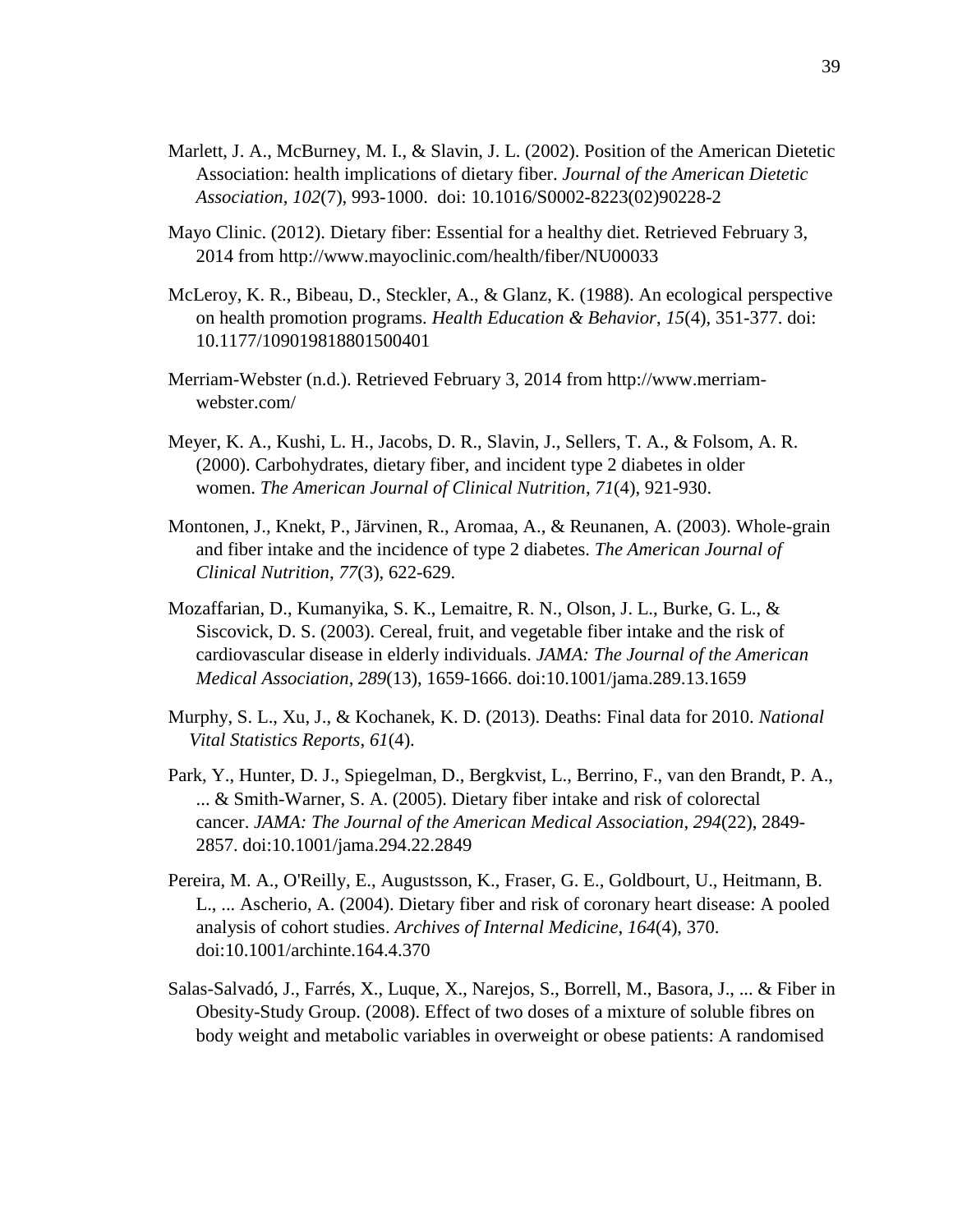Marlett, J. A., McBurney, M. I., & Slavin, J. L. (2002). Position of the American Dietetic Association: health implications of dietary fiber. *Journal of the American Dietetic Association*, *102*(7), 993-1000. doi: 10.1016/S0002-8223(02)90228-2

Mayo Clinic. (2012). Dietary fiber: Essential for a healthy diet. Retrieved February 3, 2014 from http://www.mayoclinic.com/health/fiber/NU00033

McLeroy, K. R., Bibeau, D., Steckler, A., & Glanz, K. (1988). An ecological perspective on health promotion programs. *Health Education & Behavior*, *15*(4), 351-377. doi: 10.1177/109019818801500401

Merriam-Webster (n.d.). Retrieved February 3, 2014 from http://www.merriam-webster.com/

Meyer, K. A., Kushi, L. H., Jacobs, D. R., Slavin, J., Sellers, T. A., & Folsom, A. R. (2000). Carbohydrates, dietary fiber, and incident type 2 diabetes in older women. *The American Journal of Clinical Nutrition*, *71*(4), 921-930.

Montonen, J., Knekt, P., Järvinen, R., Aromaa, A., & Reunanen, A. (2003). Whole-grain and fiber intake and the incidence of type 2 diabetes. *The American Journal of Clinical Nutrition*, *77*(3), 622-629.

Mozaffarian, D., Kumanyika, S. K., Lemaitre, R. N., Olson, J. L., Burke, G. L., & Siscovick, D. S. (2003). Cereal, fruit, and vegetable fiber intake and the risk of cardiovascular disease in elderly individuals. *JAMA: The Journal of the American Medical Association*, *289*(13), 1659-1666. doi:10.1001/jama.289.13.1659

Murphy, S. L., Xu, J., & Kochanek, K. D. (2013). Deaths: Final data for 2010. *National Vital Statistics Reports*, *61*(4).

Park, Y., Hunter, D. J., Spiegelman, D., Bergkvist, L., Berrino, F., van den Brandt, P. A., ... & Smith-Warner, S. A. (2005). Dietary fiber intake and risk of colorectal cancer. *JAMA: The Journal of the American Medical Association*, *294*(22), 2849-2857. doi:10.1001/jama.294.22.2849

Pereira, M. A., O'Reilly, E., Augustsson, K., Fraser, G. E., Goldbourt, U., Heitmann, B. L., ... Ascherio, A. (2004). Dietary fiber and risk of coronary heart disease: A pooled analysis of cohort studies. *Archives of Internal Medicine*, *164*(4), 370. doi:10.1001/archinte.164.4.370

Salas-Salvadó, J., Farrés, X., Luque, X., Narejos, S., Borrell, M., Basora, J., ... & Fiber in Obesity-Study Group. (2008). Effect of two doses of a mixture of soluble fibres on body weight and metabolic variables in overweight or obese patients: A randomised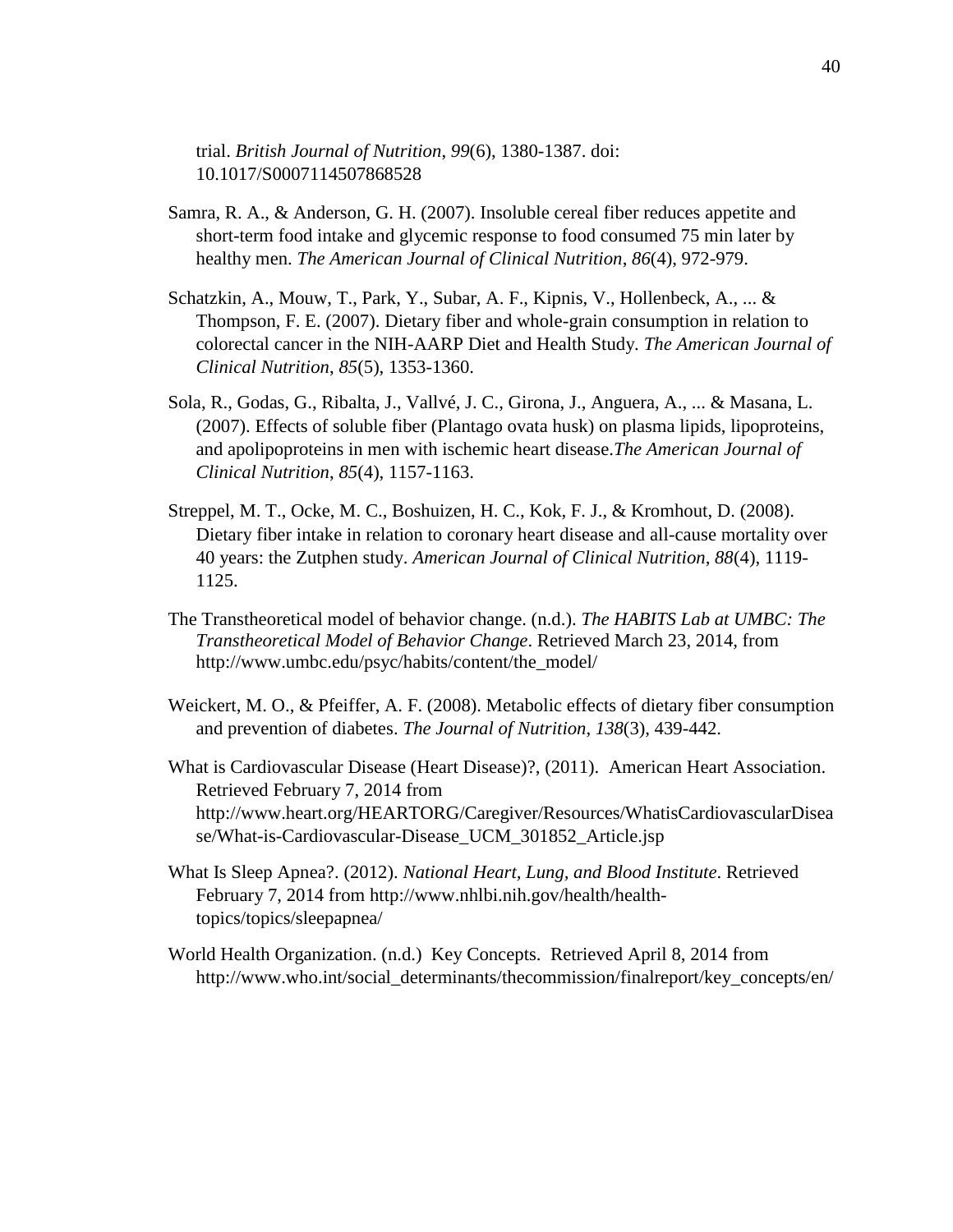trial. *British Journal of Nutrition*, *99*(6), 1380-1387. doi: 10.1017/S0007114507868528

Samra, R. A., & Anderson, G. H. (2007). Insoluble cereal fiber reduces appetite and short-term food intake and glycemic response to food consumed 75 min later by healthy men. *The American Journal of Clinical Nutrition*, *86*(4), 972-979.

Schatzkin, A., Mouw, T., Park, Y., Subar, A. F., Kipnis, V., Hollenbeck, A., ... & Thompson, F. E. (2007). Dietary fiber and whole-grain consumption in relation to colorectal cancer in the NIH-AARP Diet and Health Study. *The American Journal of Clinical Nutrition*, *85*(5), 1353-1360.

Sola, R., Godas, G., Ribalta, J., Vallvé, J. C., Girona, J., Anguera, A., ... & Masana, L. (2007). Effects of soluble fiber (Plantago ovata husk) on plasma lipids, lipoproteins, and apolipoproteins in men with ischemic heart disease.*The American Journal of Clinical Nutrition*, *85*(4), 1157-1163.

Streppel, M. T., Ocke, M. C., Boshuizen, H. C., Kok, F. J., & Kromhout, D. (2008). Dietary fiber intake in relation to coronary heart disease and all-cause mortality over 40 years: the Zutphen study. *American Journal of Clinical Nutrition, 88*(4), 1119-1125.

The Transtheoretical model of behavior change. (n.d.). *The HABITS Lab at UMBC: The Transtheoretical Model of Behavior Change*. Retrieved March 23, 2014, from http://www.umbc.edu/psyc/habits/content/the_model/

Weickert, M. O., & Pfeiffer, A. F. (2008). Metabolic effects of dietary fiber consumption and prevention of diabetes. *The Journal of Nutrition*, *138*(3), 439-442.

What is Cardiovascular Disease (Heart Disease)?, (2011). American Heart Association. Retrieved February 7, 2014 from http://www.heart.org/HEARTORG/Caregiver/Resources/WhatisCardiovascularDisease/What-is-Cardiovascular-Disease_UCM_301852_Article.jsp

What Is Sleep Apnea?. (2012). *National Heart, Lung, and Blood Institute*. Retrieved February 7, 2014 from http://www.nhlbi.nih.gov/health/health-topics/topics/sleepapnea/

World Health Organization. (n.d.) Key Concepts. Retrieved April 8, 2014 from http://www.who.int/social_determinants/thecommission/finalreport/key_concepts/en/